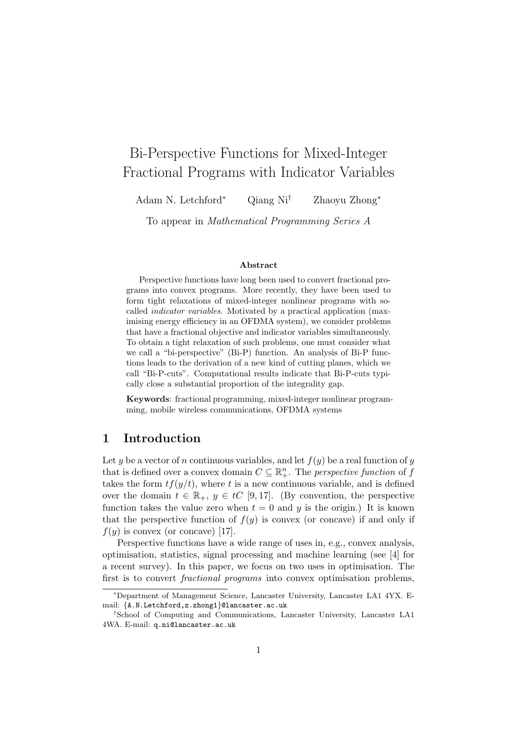# Bi-Perspective Functions for Mixed-Integer Fractional Programs with Indicator Variables

Adam N. Letchford[*] Qiang Ni[†] Zhaoyu Zhong[*]

To appear in *Mathematical Programming Series A*

### Abstract

Perspective functions have long been used to convert fractional programs into convex programs. More recently, they have been used to form tight relaxations of mixed-integer nonlinear programs with so-called *indicator variables*. Motivated by a practical application (maximising energy efficiency in an OFDMA system), we consider problems that have a fractional objective and indicator variables simultaneously. To obtain a tight relaxation of such problems, one must consider what we call a "bi-perspective" (Bi-P) function. An analysis of Bi-P functions leads to the derivation of a new kind of cutting planes, which we call "Bi-P-cuts". Computational results indicate that Bi-P-cuts typically close a substantial proportion of the integrality gap.

**Keywords**: fractional programming, mixed-integer nonlinear programming, mobile wireless communications, OFDMA systems

## 1 Introduction

Let $y$ be a vector of $n$ continuous variables, and let $f(y)$ be a real function of $y$ that is defined over a convex domain $C \subseteq \mathbb{R}^n_+$. The *perspective function* of $f$ takes the form $tf(y/t)$, where $t$ is a new continuous variable, and is defined over the domain $t \in \mathbb{R}_+$, $y \in tC$ [9, 17]. (By convention, the perspective function takes the value zero when $t = 0$ and $y$ is the origin.) It is known that the perspective function of $f(y)$ is convex (or concave) if and only if $f(y)$ is convex (or concave) [17].

Perspective functions have a wide range of uses in, e.g., convex analysis, optimisation, statistics, signal processing and machine learning (see [4] for a recent survey). In this paper, we focus on two uses in optimisation. The first is to convert *fractional programs* into convex optimisation problems,

[*] Department of Management Science, Lancaster University, Lancaster LA1 4YX. E-mail: {A.N.Letchford,z.zhong1}@lancaster.ac.uk

[†] School of Computing and Communications, Lancaster University, Lancaster LA1 4WA. E-mail: q.ni@lancaster.ac.uk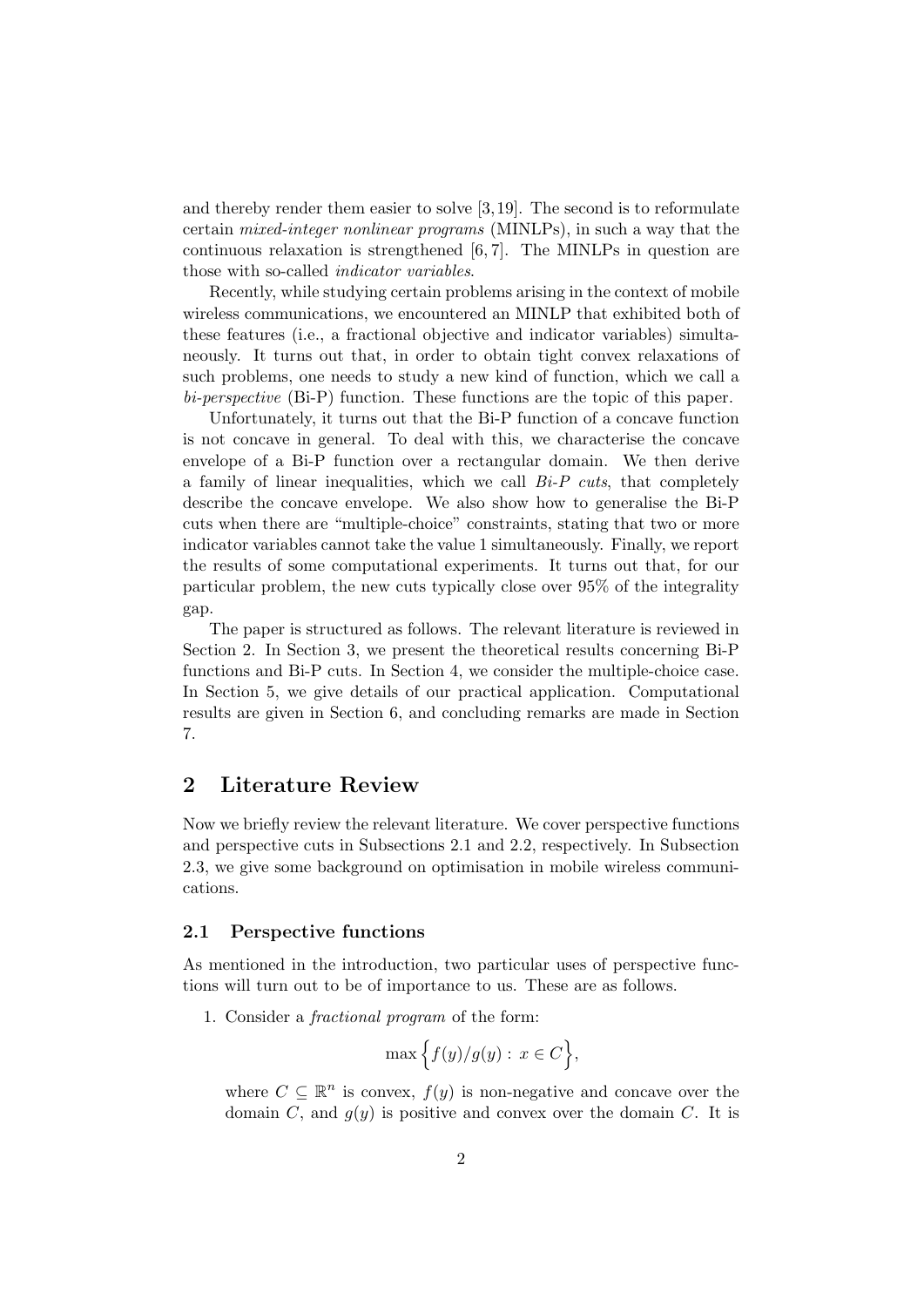and thereby render them easier to solve [3, 19]. The second is to reformulate certain *mixed-integer nonlinear programs* (MINLPs), in such a way that the continuous relaxation is strengthened [6, 7]. The MINLPs in question are those with so-called *indicator variables*.

Recently, while studying certain problems arising in the context of mobile wireless communications, we encountered an MINLP that exhibited both of these features (i.e., a fractional objective and indicator variables) simultaneously. It turns out that, in order to obtain tight convex relaxations of such problems, one needs to study a new kind of function, which we call a *bi-perspective* (Bi-P) function. These functions are the topic of this paper.

Unfortunately, it turns out that the Bi-P function of a concave function is not concave in general. To deal with this, we characterise the concave envelope of a Bi-P function over a rectangular domain. We then derive a family of linear inequalities, which we call *Bi-P cuts*, that completely describe the concave envelope. We also show how to generalise the Bi-P cuts when there are "multiple-choice" constraints, stating that two or more indicator variables cannot take the value 1 simultaneously. Finally, we report the results of some computational experiments. It turns out that, for our particular problem, the new cuts typically close over 95% of the integrality gap.

The paper is structured as follows. The relevant literature is reviewed in Section 2. In Section 3, we present the theoretical results concerning Bi-P functions and Bi-P cuts. In Section 4, we consider the multiple-choice case. In Section 5, we give details of our practical application. Computational results are given in Section 6, and concluding remarks are made in Section 7.

## 2 Literature Review

Now we briefly review the relevant literature. We cover perspective functions and perspective cuts in Subsections 2.1 and 2.2, respectively. In Subsection 2.3, we give some background on optimisation in mobile wireless communications.

### 2.1 Perspective functions

As mentioned in the introduction, two particular uses of perspective functions will turn out to be of importance to us. These are as follows.

1. Consider a *fractional program* of the form:

$$\max \Big\{ f(y)/g(y) : x \in C \Big\},$$

   where $C \subseteq \mathbb{R}^n$ is convex, $f(y)$ is non-negative and concave over the domain $C$, and $g(y)$ is positive and convex over the domain $C$. It is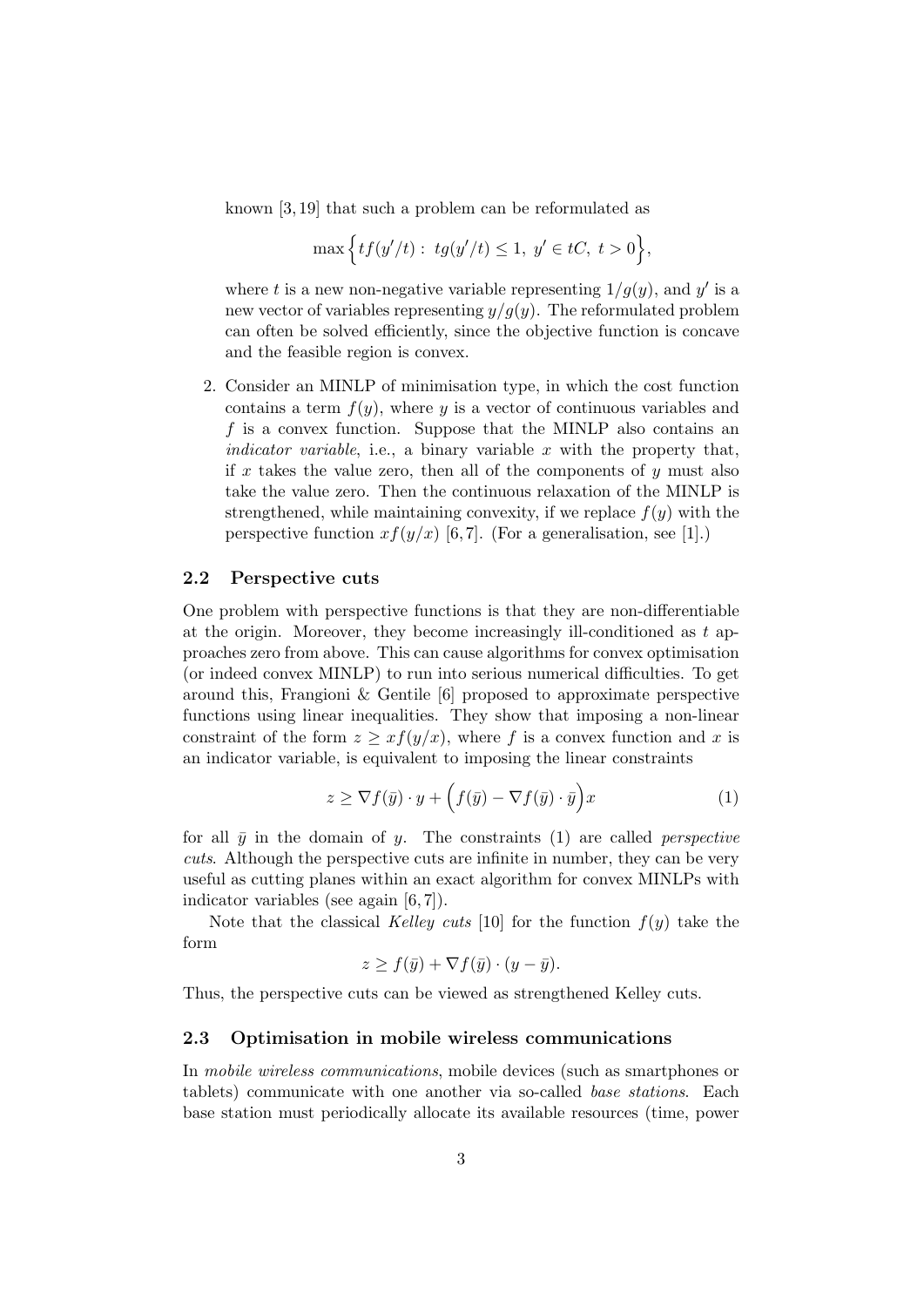known [3, 19] that such a problem can be reformulated as

$$\max\Big\{tf(y'/t) : \ tg(y'/t) \le 1, \ y' \in tC, \ t > 0\Big\},$$

where $t$ is a new non-negative variable representing $1/g(y)$, and $y'$ is a new vector of variables representing $y/g(y)$. The reformulated problem can often be solved efficiently, since the objective function is concave and the feasible region is convex.

2. Consider an MINLP of minimisation type, in which the cost function contains a term $f(y)$, where $y$ is a vector of continuous variables and $f$ is a convex function. Suppose that the MINLP also contains an *indicator variable*, i.e., a binary variable $x$ with the property that, if $x$ takes the value zero, then all of the components of $y$ must also take the value zero. Then the continuous relaxation of the MINLP is strengthened, while maintaining convexity, if we replace $f(y)$ with the perspective function $xf(y/x)$ [6, 7]. (For a generalisation, see [1].)

### 2.2 Perspective cuts

One problem with perspective functions is that they are non-differentiable at the origin. Moreover, they become increasingly ill-conditioned as $t$ approaches zero from above. This can cause algorithms for convex optimisation (or indeed convex MINLP) to run into serious numerical difficulties. To get around this, Frangioni & Gentile [6] proposed to approximate perspective functions using linear inequalities. They show that imposing a non-linear constraint of the form $z \ge xf(y/x)$, where $f$ is a convex function and $x$ is an indicator variable, is equivalent to imposing the linear constraints

$$z \ge \nabla f(\bar{y}) \cdot y + \Big(f(\bar{y}) - \nabla f(\bar{y}) \cdot \bar{y}\Big)x \tag{1}$$

for all $\bar{y}$ in the domain of $y$. The constraints (1) are called *perspective cuts*. Although the perspective cuts are infinite in number, they can be very useful as cutting planes within an exact algorithm for convex MINLPs with indicator variables (see again [6, 7]).

Note that the classical *Kelley cuts* [10] for the function $f(y)$ take the form

$$z \ge f(\bar{y}) + \nabla f(\bar{y}) \cdot (y - \bar{y}).$$

Thus, the perspective cuts can be viewed as strengthened Kelley cuts.

### 2.3 Optimisation in mobile wireless communications

In *mobile wireless communications*, mobile devices (such as smartphones or tablets) communicate with one another via so-called *base stations*. Each base station must periodically allocate its available resources (time, power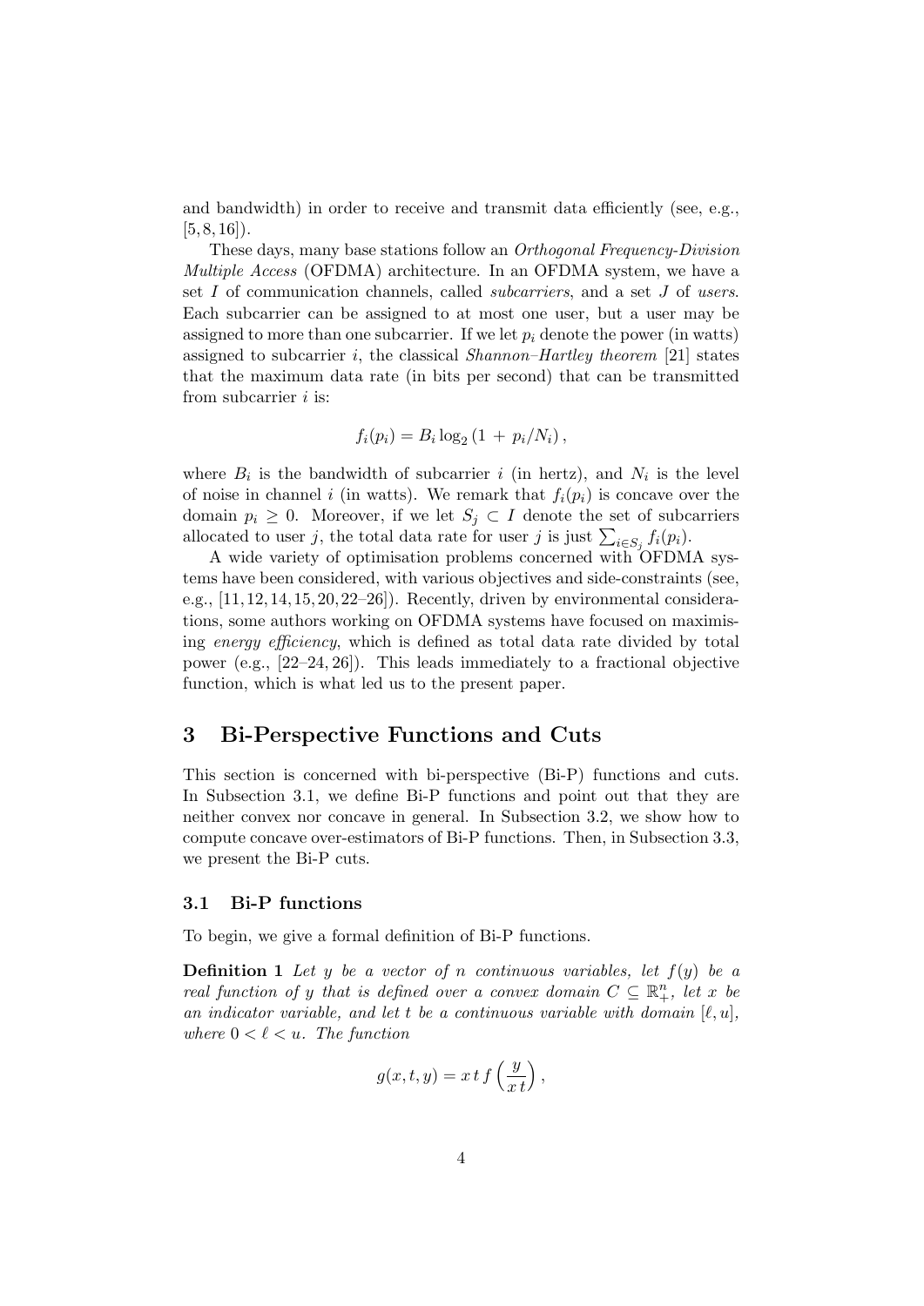and bandwidth) in order to receive and transmit data efficiently (see, e.g., [5, 8, 16]).

These days, many base stations follow an *Orthogonal Frequency-Division Multiple Access* (OFDMA) architecture. In an OFDMA system, we have a set $I$ of communication channels, called *subcarriers*, and a set $J$ of *users*. Each subcarrier can be assigned to at most one user, but a user may be assigned to more than one subcarrier. If we let $p_i$ denote the power (in watts) assigned to subcarrier $i$, the classical *Shannon–Hartley theorem* [21] states that the maximum data rate (in bits per second) that can be transmitted from subcarrier $i$ is:

$$f_i(p_i) = B_i \log_2 (1 + p_i/N_i),$$

where $B_i$ is the bandwidth of subcarrier $i$ (in hertz), and $N_i$ is the level of noise in channel $i$ (in watts). We remark that $f_i(p_i)$ is concave over the domain $p_i \geq 0$. Moreover, if we let $S_j \subset I$ denote the set of subcarriers allocated to user $j$, the total data rate for user $j$ is just $\sum_{i \in S_j} f_i(p_i)$.

A wide variety of optimisation problems concerned with OFDMA systems have been considered, with various objectives and side-constraints (see, e.g., [11, 12, 14, 15, 20, 22–26]). Recently, driven by environmental considerations, some authors working on OFDMA systems have focused on maximising *energy efficiency*, which is defined as total data rate divided by total power (e.g., [22–24, 26]). This leads immediately to a fractional objective function, which is what led us to the present paper.

# 3 Bi-Perspective Functions and Cuts

This section is concerned with bi-perspective (Bi-P) functions and cuts. In Subsection 3.1, we define Bi-P functions and point out that they are neither convex nor concave in general. In Subsection 3.2, we show how to compute concave over-estimators of Bi-P functions. Then, in Subsection 3.3, we present the Bi-P cuts.

## 3.1 Bi-P functions

To begin, we give a formal definition of Bi-P functions.

**Definition 1** *Let $y$ be a vector of $n$ continuous variables, let $f(y)$ be a real function of $y$ that is defined over a convex domain $C \subseteq \mathbb{R}^n_+$, let $x$ be an indicator variable, and let $t$ be a continuous variable with domain $[\ell, u]$, where $0 < \ell < u$. The function*

$$g(x, t, y) = x\, t\, f\left(\frac{y}{x\, t}\right),$$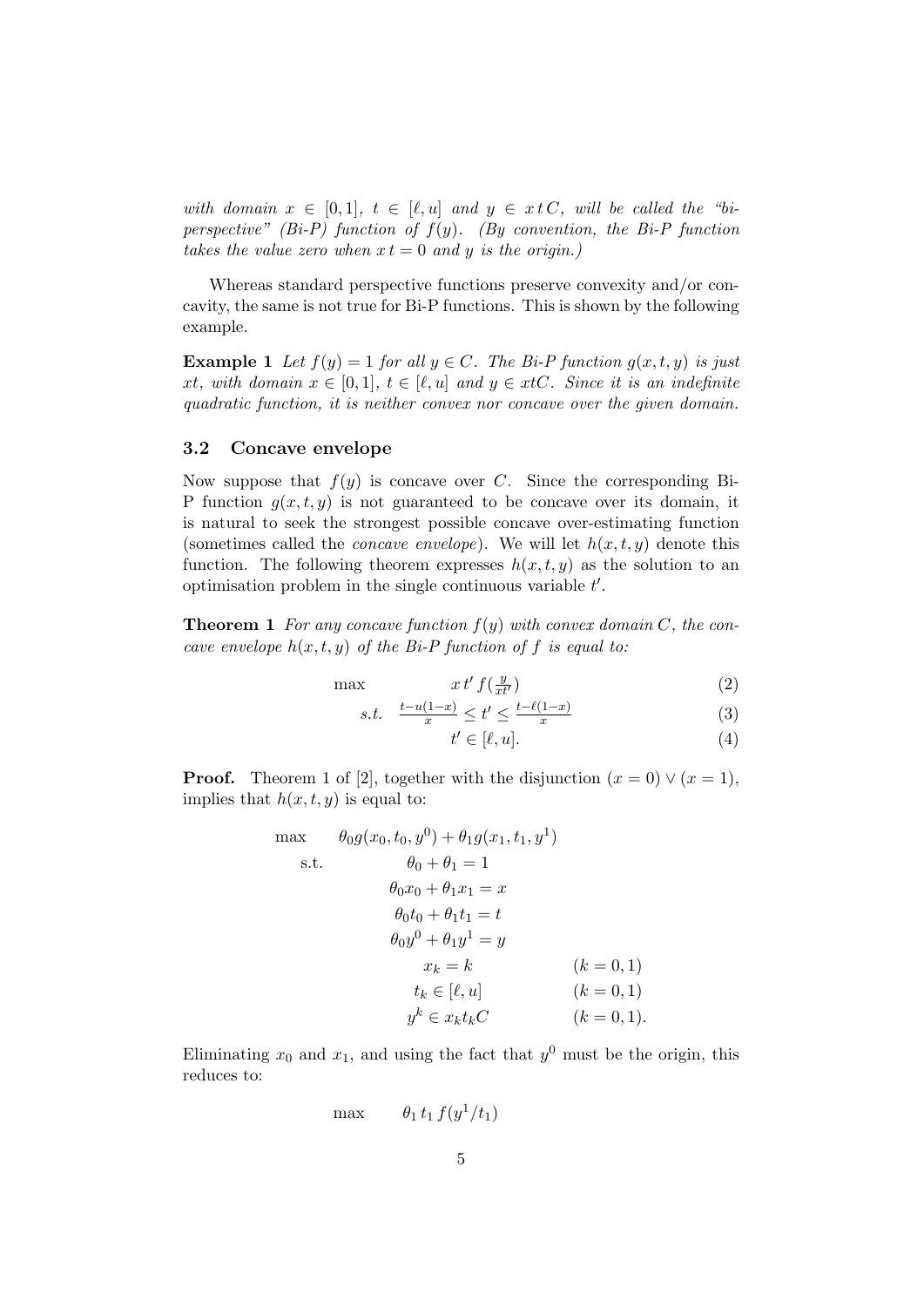*with domain $x \in [0,1]$, $t \in [\ell, u]$ and $y \in x\,t\,C$, will be called the "bi-perspective" (Bi-P) function of $f(y)$. (By convention, the Bi-P function takes the value zero when $x\,t = 0$ and $y$ is the origin.)*

Whereas standard perspective functions preserve convexity and/or concavity, the same is not true for Bi-P functions. This is shown by the following example.

**Example 1** *Let $f(y) = 1$ for all $y \in C$. The Bi-P function $g(x,t,y)$ is just $xt$, with domain $x \in [0,1]$, $t \in [\ell, u]$ and $y \in xtC$. Since it is an indefinite quadratic function, it is neither convex nor concave over the given domain.*

### 3.2 Concave envelope

Now suppose that $f(y)$ is concave over $C$. Since the corresponding Bi-P function $g(x,t,y)$ is not guaranteed to be concave over its domain, it is natural to seek the strongest possible concave over-estimating function (sometimes called the *concave envelope*). We will let $h(x,t,y)$ denote this function. The following theorem expresses $h(x,t,y)$ as the solution to an optimisation problem in the single continuous variable $t'$.

**Theorem 1** *For any concave function $f(y)$ with convex domain $C$, the concave envelope $h(x,t,y)$ of the Bi-P function of $f$ is equal to:*

$$
\begin{aligned}
\max \quad & x\,t'\,f\!\left(\tfrac{y}{xt'}\right) && (2)\\
\text{s.t.} \quad & \tfrac{t-u(1-x)}{x} \le t' \le \tfrac{t-\ell(1-x)}{x} && (3)\\
& t' \in [\ell, u]. && (4)
\end{aligned}
$$

**Proof.** Theorem 1 of [2], together with the disjunction $(x = 0) \vee (x = 1)$, implies that $h(x,t,y)$ is equal to:

$$
\begin{aligned}
\max \quad & \theta_0 g(x_0, t_0, y^0) + \theta_1 g(x_1, t_1, y^1) \\
\text{s.t.} \quad & \theta_0 + \theta_1 = 1 \\
& \theta_0 x_0 + \theta_1 x_1 = x \\
& \theta_0 t_0 + \theta_1 t_1 = t \\
& \theta_0 y^0 + \theta_1 y^1 = y \\
& x_k = k \qquad (k = 0,1) \\
& t_k \in [\ell, u] \qquad (k = 0,1) \\
& y^k \in x_k t_k C \qquad (k = 0,1).
\end{aligned}
$$

Eliminating $x_0$ and $x_1$, and using the fact that $y^0$ must be the origin, this reduces to:

$$
\max \quad \theta_1\, t_1\, f(y^1/t_1)
$$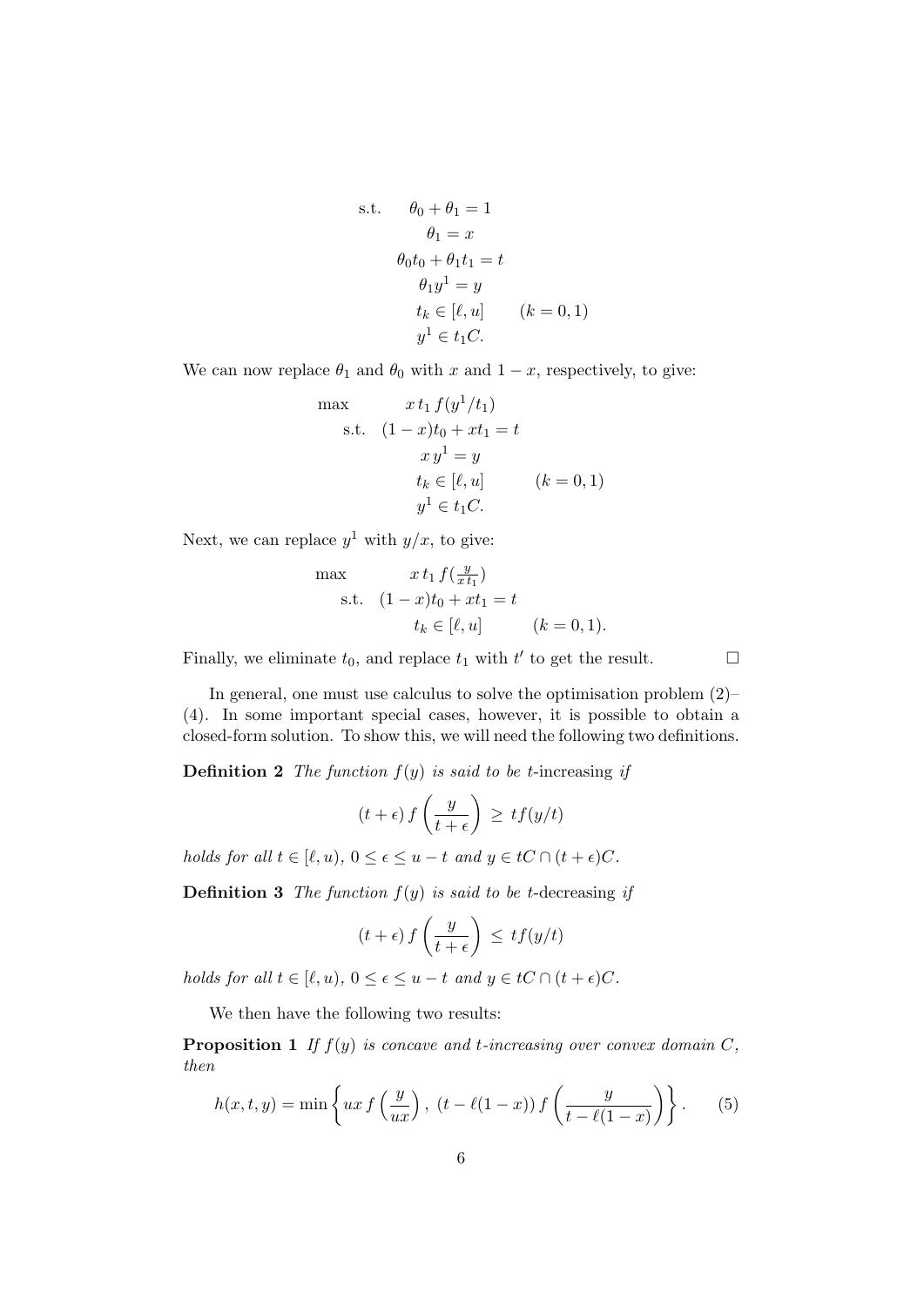$$
\begin{aligned}
\text{s.t.} \quad & \theta_0 + \theta_1 = 1 \\
& \theta_1 = x \\
& \theta_0 t_0 + \theta_1 t_1 = t \\
& \theta_1 y^1 = y \\
& t_k \in [\ell, u] \qquad (k = 0, 1) \\
& y^1 \in t_1 C.
\end{aligned}
$$

We can now replace $\theta_1$ and $\theta_0$ with $x$ and $1 - x$, respectively, to give:

$$
\begin{aligned}
\max \quad & x \, t_1 \, f(y^1/t_1) \\
\text{s.t.} \quad & (1-x)t_0 + x t_1 = t \\
& x \, y^1 = y \\
& t_k \in [\ell, u] \qquad (k = 0, 1) \\
& y^1 \in t_1 C.
\end{aligned}
$$

Next, we can replace $y^1$ with $y/x$, to give:

$$
\begin{aligned}
\max \quad & x \, t_1 \, f(\tfrac{y}{x \, t_1}) \\
\text{s.t.} \quad & (1-x)t_0 + x t_1 = t \\
& t_k \in [\ell, u] \qquad (k = 0, 1).
\end{aligned}
$$

Finally, we eliminate $t_0$, and replace $t_1$ with $t'$ to get the result. □

In general, one must use calculus to solve the optimisation problem (2)–(4). In some important special cases, however, it is possible to obtain a closed-form solution. To show this, we will need the following two definitions.

**Definition 2** *The function $f(y)$ is said to be t*-increasing *if*

$$
(t + \epsilon) \, f\left(\frac{y}{t + \epsilon}\right) \geq t f(y/t)
$$

*holds for all $t \in [\ell, u)$, $0 \leq \epsilon \leq u - t$ and $y \in tC \cap (t + \epsilon)C$.*

**Definition 3** *The function $f(y)$ is said to be t*-decreasing *if*

$$
(t + \epsilon) \, f\left(\frac{y}{t + \epsilon}\right) \leq t f(y/t)
$$

*holds for all $t \in [\ell, u)$, $0 \leq \epsilon \leq u - t$ and $y \in tC \cap (t + \epsilon)C$.*

We then have the following two results:

**Proposition 1** *If $f(y)$ is concave and t-increasing over convex domain $C$, then*

$$
h(x, t, y) = \min \left\{ ux \, f\left(\frac{y}{ux}\right), \; (t - \ell(1-x)) \, f\left(\frac{y}{t - \ell(1-x)}\right) \right\}. \tag{5}
$$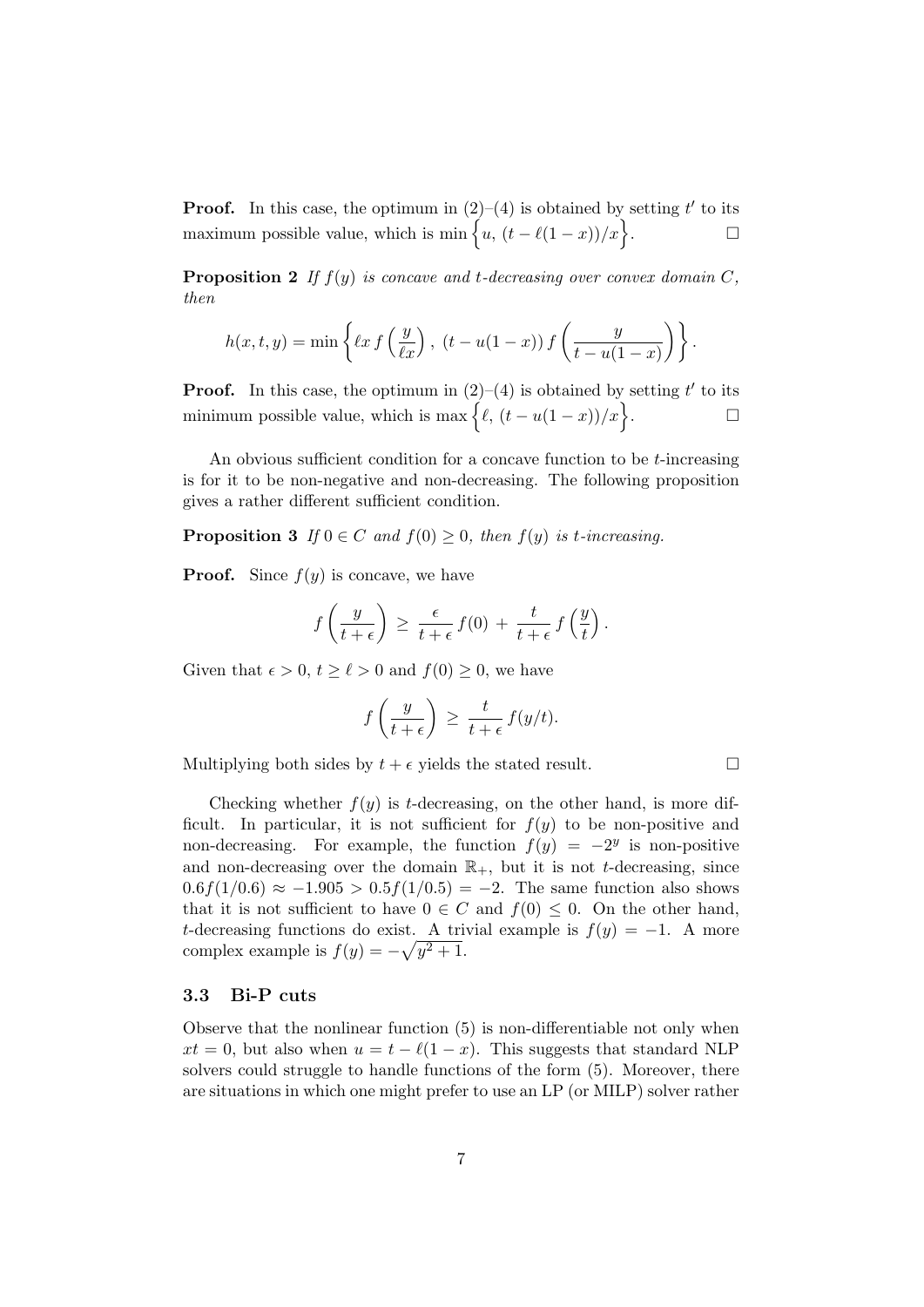**Proof.** In this case, the optimum in (2)–(4) is obtained by setting $t'$ to its maximum possible value, which is $\min\left\{u,\, (t - \ell(1-x))/x\right\}$. $\square$

**Proposition 2** *If $f(y)$ is concave and $t$-decreasing over convex domain $C$, then*

$$h(x,t,y) = \min\left\{\ell x\, f\left(\frac{y}{\ell x}\right),\; (t - u(1-x))\, f\left(\frac{y}{t - u(1-x)}\right)\right\}.$$

**Proof.** In this case, the optimum in (2)–(4) is obtained by setting $t'$ to its minimum possible value, which is $\max\left\{\ell,\, (t - u(1-x))/x\right\}$. $\square$

An obvious sufficient condition for a concave function to be $t$-increasing is for it to be non-negative and non-decreasing. The following proposition gives a rather different sufficient condition.

**Proposition 3** *If $0 \in C$ and $f(0) \geq 0$, then $f(y)$ is $t$-increasing.*

**Proof.** Since $f(y)$ is concave, we have

$$f\left(\frac{y}{t+\epsilon}\right) \;\geq\; \frac{\epsilon}{t+\epsilon}\, f(0) \;+\; \frac{t}{t+\epsilon}\, f\left(\frac{y}{t}\right).$$

Given that $\epsilon > 0$, $t \geq \ell > 0$ and $f(0) \geq 0$, we have

$$f\left(\frac{y}{t+\epsilon}\right) \;\geq\; \frac{t}{t+\epsilon}\, f(y/t).$$

Multiplying both sides by $t + \epsilon$ yields the stated result. $\square$

Checking whether $f(y)$ is $t$-decreasing, on the other hand, is more difficult. In particular, it is not sufficient for $f(y)$ to be non-positive and non-decreasing. For example, the function $f(y) = -2^y$ is non-positive and non-decreasing over the domain $\mathbb{R}_+$, but it is not $t$-decreasing, since $0.6f(1/0.6) \approx -1.905 > 0.5f(1/0.5) = -2$. The same function also shows that it is not sufficient to have $0 \in C$ and $f(0) \leq 0$. On the other hand, $t$-decreasing functions do exist. A trivial example is $f(y) = -1$. A more complex example is $f(y) = -\sqrt{y^2+1}$.

### 3.3 Bi-P cuts

Observe that the nonlinear function (5) is non-differentiable not only when $xt = 0$, but also when $u = t - \ell(1-x)$. This suggests that standard NLP solvers could struggle to handle functions of the form (5). Moreover, there are situations in which one might prefer to use an LP (or MILP) solver rather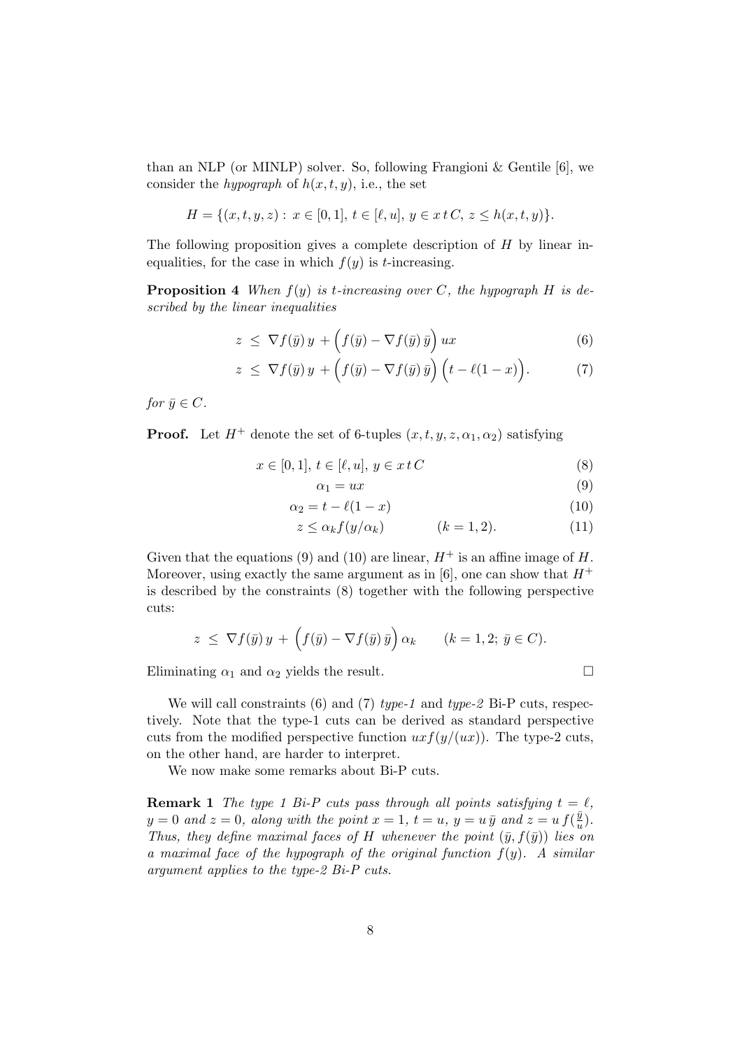than an NLP (or MINLP) solver. So, following Frangioni & Gentile [6], we consider the *hypograph* of $h(x, t, y)$, i.e., the set

$$H = \{(x, t, y, z) : \, x \in [0, 1], \, t \in [\ell, u], \, y \in x \, t \, C, \, z \leq h(x, t, y)\}.$$

The following proposition gives a complete description of $H$ by linear inequalities, for the case in which $f(y)$ is $t$-increasing.

**Proposition 4** *When $f(y)$ is $t$-increasing over $C$, the hypograph $H$ is described by the linear inequalities*

$$z \; \leq \; \nabla f(\bar{y}) \, y \, + \Big( f(\bar{y}) - \nabla f(\bar{y}) \, \bar{y} \Big) \, ux \tag{6}$$

$$z \; \leq \; \nabla f(\bar{y}) \, y \, + \Big( f(\bar{y}) - \nabla f(\bar{y}) \, \bar{y} \Big) \, \Big( t - \ell(1 - x) \Big). \tag{7}$$

*for $\bar{y} \in C$.*

**Proof.** Let $H^+$ denote the set of 6-tuples $(x, t, y, z, \alpha_1, \alpha_2)$ satisfying

$$x \in [0, 1], \, t \in [\ell, u], \, y \in x \, t \, C \tag{8}$$

$$\alpha_1 = ux \tag{9}$$

$$\alpha_2 = t - \ell(1 - x) \tag{10}$$

$$z \leq \alpha_k f(y/\alpha_k) \qquad\qquad (k = 1, 2). \tag{11}$$

Given that the equations (9) and (10) are linear, $H^+$ is an affine image of $H$. Moreover, using exactly the same argument as in [6], one can show that $H^+$ is described by the constraints (8) together with the following perspective cuts:

$$z \; \leq \; \nabla f(\bar{y}) \, y \, + \, \Big( f(\bar{y}) - \nabla f(\bar{y}) \, \bar{y} \Big) \, \alpha_k \qquad (k = 1, 2; \; \bar{y} \in C).$$

Eliminating $\alpha_1$ and $\alpha_2$ yields the result. □

We will call constraints (6) and (7) *type-1* and *type-2* Bi-P cuts, respectively. Note that the type-1 cuts can be derived as standard perspective cuts from the modified perspective function $uxf(y/(ux))$. The type-2 cuts, on the other hand, are harder to interpret.

We now make some remarks about Bi-P cuts.

**Remark 1** *The type 1 Bi-P cuts pass through all points satisfying $t = \ell$, $y = 0$ and $z = 0$, along with the point $x = 1$, $t = u$, $y = u \, \bar{y}$ and $z = u \, f(\frac{\bar{y}}{u})$. Thus, they define maximal faces of $H$ whenever the point $(\bar{y}, f(\bar{y}))$ lies on a maximal face of the hypograph of the original function $f(y)$. A similar argument applies to the type-2 Bi-P cuts.*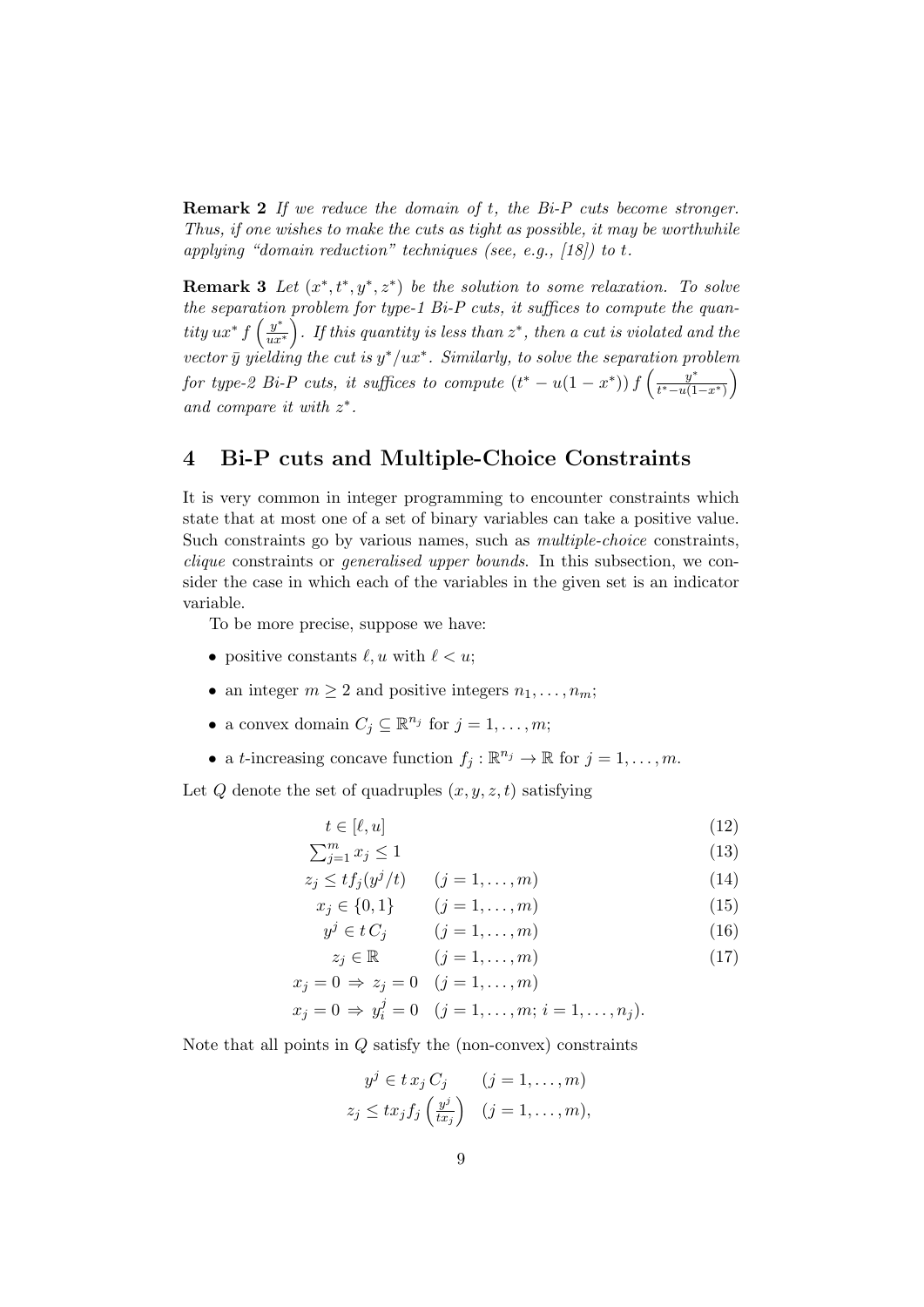**Remark 2** *If we reduce the domain of $t$, the Bi-P cuts become stronger. Thus, if one wishes to make the cuts as tight as possible, it may be worthwhile applying "domain reduction" techniques (see, e.g., [18]) to $t$.*

**Remark 3** *Let $(x^*, t^*, y^*, z^*)$ be the solution to some relaxation. To solve the separation problem for type-1 Bi-P cuts, it suffices to compute the quantity $ux^* f\left(\frac{y^*}{ux^*}\right)$. If this quantity is less than $z^*$, then a cut is violated and the vector $\bar{y}$ yielding the cut is $y^*/ux^*$. Similarly, to solve the separation problem for type-2 Bi-P cuts, it suffices to compute $(t^* - u(1-x^*)) f\left(\frac{y^*}{t^* - u(1-x^*)}\right)$ and compare it with $z^*$.*

## 4 Bi-P cuts and Multiple-Choice Constraints

It is very common in integer programming to encounter constraints which state that at most one of a set of binary variables can take a positive value. Such constraints go by various names, such as *multiple-choice* constraints, *clique* constraints or *generalised upper bounds*. In this subsection, we consider the case in which each of the variables in the given set is an indicator variable.

To be more precise, suppose we have:

- positive constants $\ell, u$ with $\ell < u$;
- an integer $m \geq 2$ and positive integers $n_1, \ldots, n_m$;
- a convex domain $C_j \subseteq \mathbb{R}^{n_j}$ for $j = 1, \ldots, m$;
- a $t$-increasing concave function $f_j : \mathbb{R}^{n_j} \to \mathbb{R}$ for $j = 1, \ldots, m$.

Let $Q$ denote the set of quadruples $(x, y, z, t)$ satisfying

$$t \in [\ell, u] \tag{12}$$

$$\textstyle\sum_{j=1}^m x_j \leq 1 \tag{13}$$

$$z_j \leq t f_j(y^j/t) \quad (j = 1, \ldots, m) \tag{14}$$

$$x_j \in \{0, 1\} \quad (j = 1, \ldots, m) \tag{15}$$

$$y^j \in t\, C_j \quad (j = 1, \ldots, m) \tag{16}$$

$$z_j \in \mathbb{R} \quad (j = 1, \ldots, m) \tag{17}$$

$$x_j = 0 \Rightarrow z_j = 0 \quad (j = 1, \ldots, m)$$

$$x_j = 0 \Rightarrow y^j_i = 0 \quad (j = 1, \ldots, m;\ i = 1, \ldots, n_j).$$

Note that all points in $Q$ satisfy the (non-convex) constraints

$$y^j \in t\, x_j\, C_j \quad (j = 1, \ldots, m)$$

$$z_j \leq t x_j f_j\left(\frac{y^j}{t x_j}\right) \quad (j = 1, \ldots, m),$$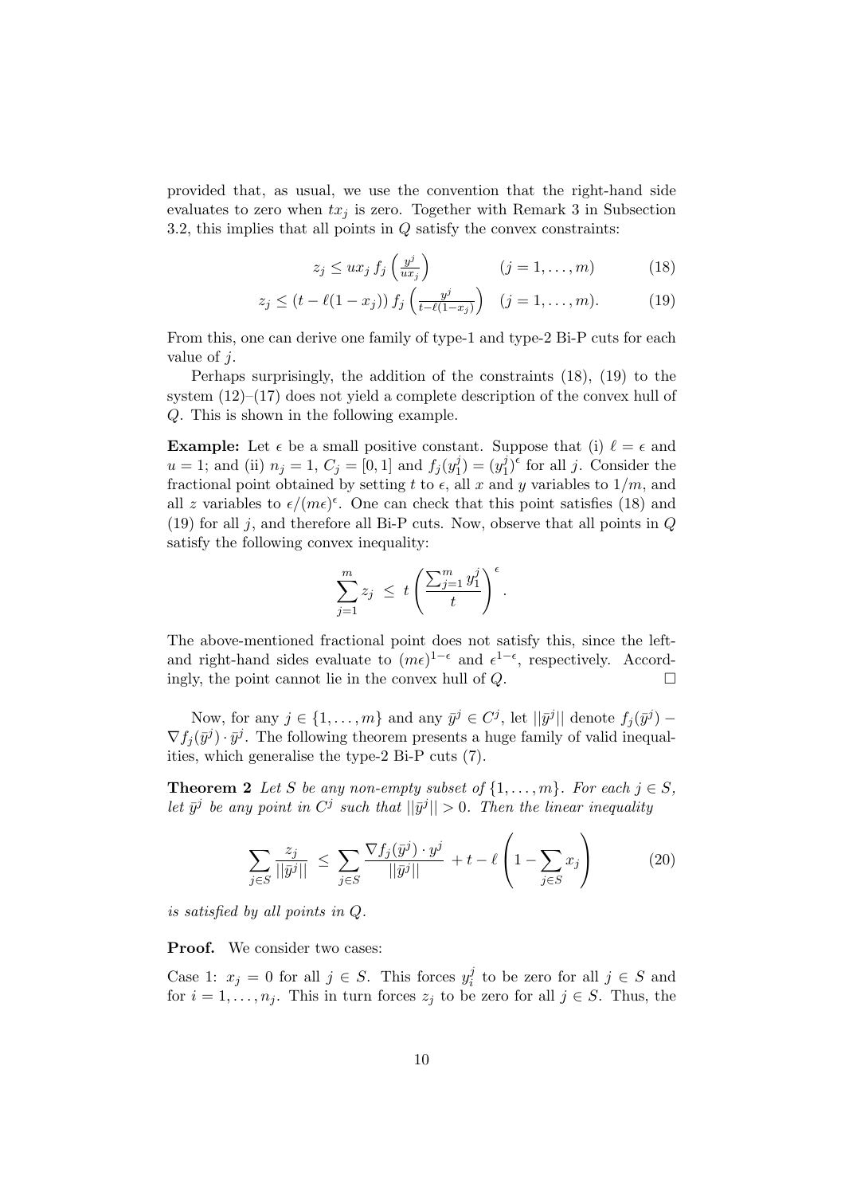provided that, as usual, we use the convention that the right-hand side evaluates to zero when $tx_j$ is zero. Together with Remark 3 in Subsection 3.2, this implies that all points in $Q$ satisfy the convex constraints:

$$z_j \le u x_j \, f_j\left(\tfrac{y^j}{u x_j}\right) \qquad (j = 1, \ldots, m) \tag{18}$$

$$z_j \le (t - \ell(1 - x_j)) \, f_j\left(\tfrac{y^j}{t - \ell(1 - x_j)}\right) \quad (j = 1, \ldots, m). \tag{19}$$

From this, one can derive one family of type-1 and type-2 Bi-P cuts for each value of $j$.

Perhaps surprisingly, the addition of the constraints (18), (19) to the system (12)–(17) does not yield a complete description of the convex hull of $Q$. This is shown in the following example.

**Example:** Let $\epsilon$ be a small positive constant. Suppose that (i) $\ell = \epsilon$ and $u = 1$; and (ii) $n_j = 1$, $C_j = [0, 1]$ and $f_j(y^j_1) = (y^j_1)^\epsilon$ for all $j$. Consider the fractional point obtained by setting $t$ to $\epsilon$, all $x$ and $y$ variables to $1/m$, and all $z$ variables to $\epsilon/(m\epsilon)^\epsilon$. One can check that this point satisfies (18) and (19) for all $j$, and therefore all Bi-P cuts. Now, observe that all points in $Q$ satisfy the following convex inequality:

$$\sum_{j=1}^{m} z_j \; \le \; t \left( \frac{\sum_{j=1}^{m} y^j_1}{t} \right)^{\epsilon}.$$

The above-mentioned fractional point does not satisfy this, since the left- and right-hand sides evaluate to $(m\epsilon)^{1-\epsilon}$ and $\epsilon^{1-\epsilon}$, respectively. Accordingly, the point cannot lie in the convex hull of $Q$. □

Now, for any $j \in \{1, \ldots, m\}$ and any $\bar{y}^j \in C^j$, let $||\bar{y}^j||$ denote $f_j(\bar{y}^j) - \nabla f_j(\bar{y}^j) \cdot \bar{y}^j$. The following theorem presents a huge family of valid inequalities, which generalise the type-2 Bi-P cuts (7).

**Theorem 2** *Let $S$ be any non-empty subset of $\{1, \ldots, m\}$. For each $j \in S$, let $\bar{y}^j$ be any point in $C^j$ such that $||\bar{y}^j|| > 0$. Then the linear inequality*

$$\sum_{j \in S} \frac{z_j}{||\bar{y}^j||} \; \le \; \sum_{j \in S} \frac{\nabla f_j(\bar{y}^j) \cdot y^j}{||\bar{y}^j||} + t - \ell \left( 1 - \sum_{j \in S} x_j \right) \tag{20}$$

*is satisfied by all points in $Q$.*

**Proof.** We consider two cases:

Case 1: $x_j = 0$ for all $j \in S$. This forces $y^j_i$ to be zero for all $j \in S$ and for $i = 1, \ldots, n_j$. This in turn forces $z_j$ to be zero for all $j \in S$. Thus, the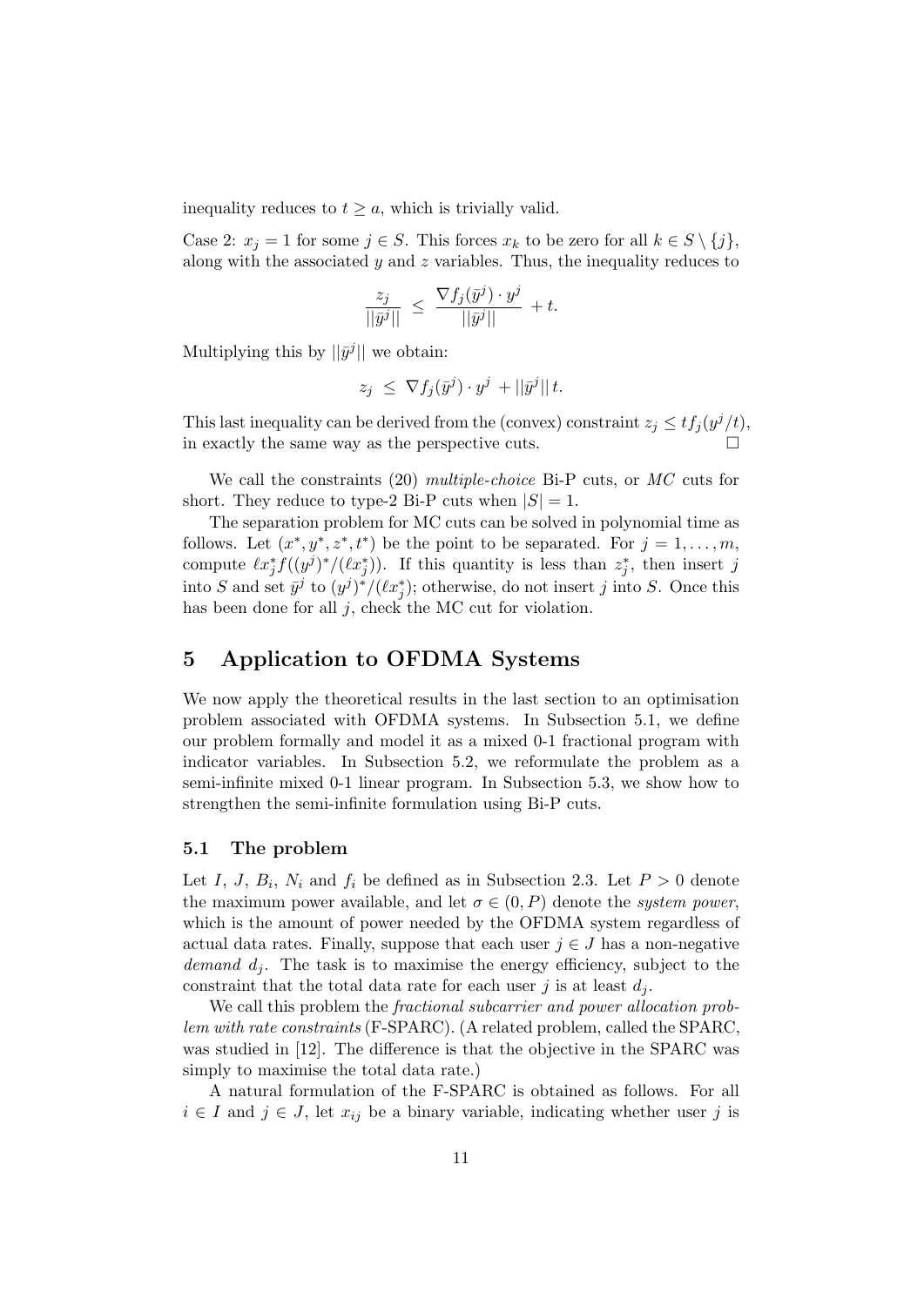inequality reduces to $t \geq a$, which is trivially valid.

Case 2: $x_j = 1$ for some $j \in S$. This forces $x_k$ to be zero for all $k \in S \setminus \{j\}$, along with the associated $y$ and $z$ variables. Thus, the inequality reduces to

$$\frac{z_j}{||\bar{y}^j||} \;\leq\; \frac{\nabla f_j(\bar{y}^j) \cdot y^j}{||\bar{y}^j||} + t.$$

Multiplying this by $||\bar{y}^j||$ we obtain:

$$z_j \;\leq\; \nabla f_j(\bar{y}^j) \cdot y^j + ||\bar{y}^j||\, t.$$

This last inequality can be derived from the (convex) constraint $z_j \leq t f_j(y^j/t)$, in exactly the same way as the perspective cuts. $\square$

We call the constraints (20) *multiple-choice* Bi-P cuts, or *MC* cuts for short. They reduce to type-2 Bi-P cuts when $|S| = 1$.

The separation problem for MC cuts can be solved in polynomial time as follows. Let $(x^*, y^*, z^*, t^*)$ be the point to be separated. For $j = 1, \ldots, m$, compute $\ell x^*_j f((y^j)^*/(\ell x^*_j))$. If this quantity is less than $z^*_j$, then insert $j$ into $S$ and set $\bar{y}^j$ to $(y^j)^*/(\ell x^*_j)$; otherwise, do not insert $j$ into $S$. Once this has been done for all $j$, check the MC cut for violation.

# 5 Application to OFDMA Systems

We now apply the theoretical results in the last section to an optimisation problem associated with OFDMA systems. In Subsection 5.1, we define our problem formally and model it as a mixed 0-1 fractional program with indicator variables. In Subsection 5.2, we reformulate the problem as a semi-infinite mixed 0-1 linear program. In Subsection 5.3, we show how to strengthen the semi-infinite formulation using Bi-P cuts.

## 5.1 The problem

Let $I$, $J$, $B_i$, $N_i$ and $f_i$ be defined as in Subsection 2.3. Let $P > 0$ denote the maximum power available, and let $\sigma \in (0, P)$ denote the *system power*, which is the amount of power needed by the OFDMA system regardless of actual data rates. Finally, suppose that each user $j \in J$ has a non-negative *demand* $d_j$. The task is to maximise the energy efficiency, subject to the constraint that the total data rate for each user $j$ is at least $d_j$.

We call this problem the *fractional subcarrier and power allocation problem with rate constraints* (F-SPARC). (A related problem, called the SPARC, was studied in [12]. The difference is that the objective in the SPARC was simply to maximise the total data rate.)

A natural formulation of the F-SPARC is obtained as follows. For all $i \in I$ and $j \in J$, let $x_{ij}$ be a binary variable, indicating whether user $j$ is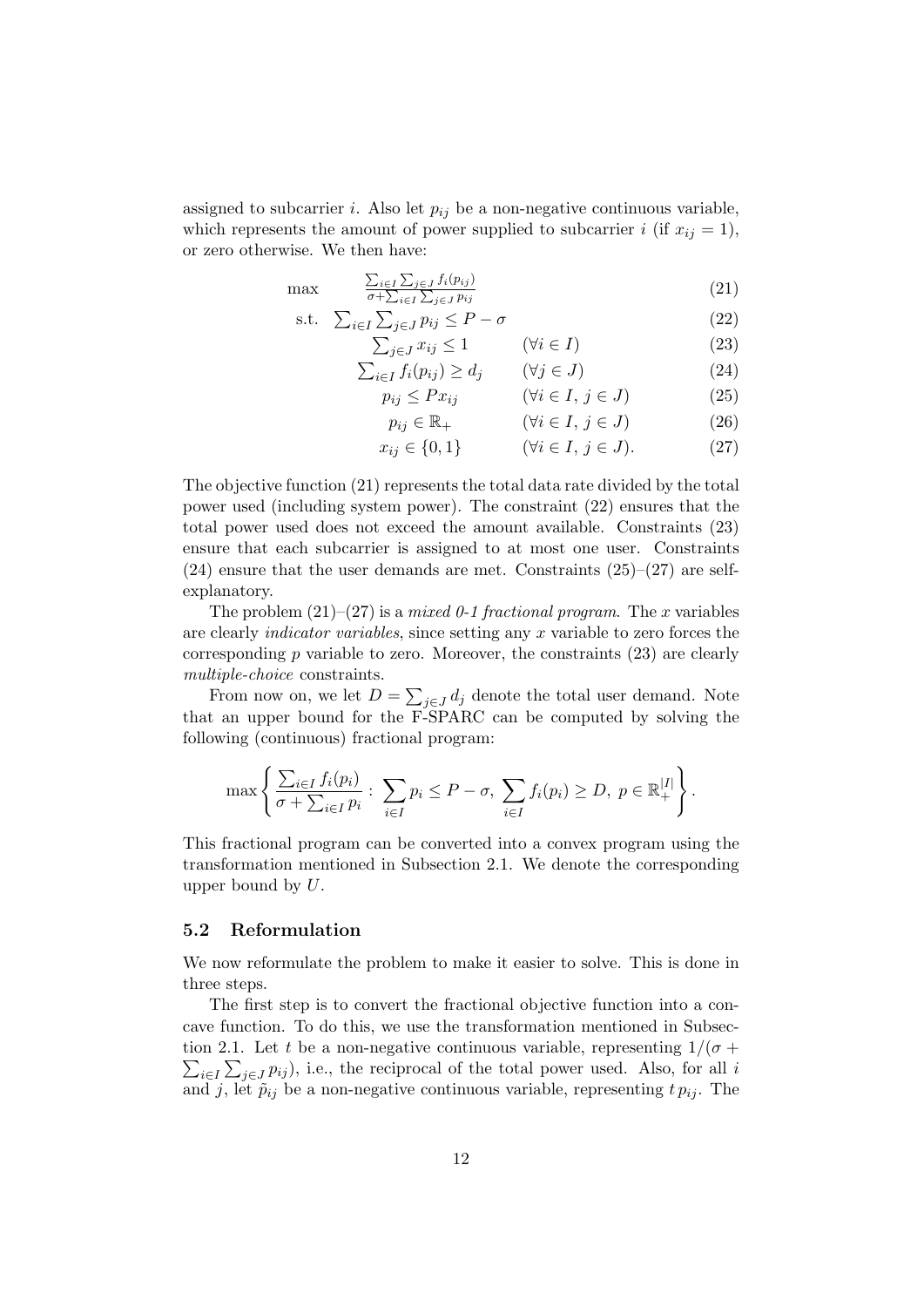assigned to subcarrier $i$. Also let $p_{ij}$ be a non-negative continuous variable, which represents the amount of power supplied to subcarrier $i$ (if $x_{ij} = 1$), or zero otherwise. We then have:

$$
\begin{aligned}
\max \quad & \frac{\sum_{i \in I} \sum_{j \in J} f_i(p_{ij})}{\sigma + \sum_{i \in I} \sum_{j \in J} p_{ij}} && && (21) \\
\text{s.t.} \quad & \textstyle\sum_{i \in I} \sum_{j \in J} p_{ij} \leq P - \sigma && && (22) \\
& \textstyle\sum_{j \in J} x_{ij} \leq 1 && (\forall i \in I) && (23) \\
& \textstyle\sum_{i \in I} f_i(p_{ij}) \geq d_j && (\forall j \in J) && (24) \\
& p_{ij} \leq P x_{ij} && (\forall i \in I,\ j \in J) && (25) \\
& p_{ij} \in \mathbb{R}_+ && (\forall i \in I,\ j \in J) && (26) \\
& x_{ij} \in \{0, 1\} && (\forall i \in I,\ j \in J). && (27)
\end{aligned}
$$

The objective function (21) represents the total data rate divided by the total power used (including system power). The constraint (22) ensures that the total power used does not exceed the amount available. Constraints (23) ensure that each subcarrier is assigned to at most one user. Constraints (24) ensure that the user demands are met. Constraints (25)–(27) are self-explanatory.

The problem (21)–(27) is a *mixed 0-1 fractional program*. The $x$ variables are clearly *indicator variables*, since setting any $x$ variable to zero forces the corresponding $p$ variable to zero. Moreover, the constraints (23) are clearly *multiple-choice* constraints.

From now on, we let $D = \sum_{j \in J} d_j$ denote the total user demand. Note that an upper bound for the F-SPARC can be computed by solving the following (continuous) fractional program:

$$
\max \left\{ \frac{\sum_{i \in I} f_i(p_i)}{\sigma + \sum_{i \in I} p_i} : \sum_{i \in I} p_i \leq P - \sigma, \ \sum_{i \in I} f_i(p_i) \geq D, \ p \in \mathbb{R}_+^{|I|} \right\}.
$$

This fractional program can be converted into a convex program using the transformation mentioned in Subsection 2.1. We denote the corresponding upper bound by $U$.

## 5.2 Reformulation

We now reformulate the problem to make it easier to solve. This is done in three steps.

The first step is to convert the fractional objective function into a concave function. To do this, we use the transformation mentioned in Subsection 2.1. Let $t$ be a non-negative continuous variable, representing $1/(\sigma + \sum_{i \in I} \sum_{j \in J} p_{ij})$, i.e., the reciprocal of the total power used. Also, for all $i$ and $j$, let $\tilde{p}_{ij}$ be a non-negative continuous variable, representing $t\, p_{ij}$. The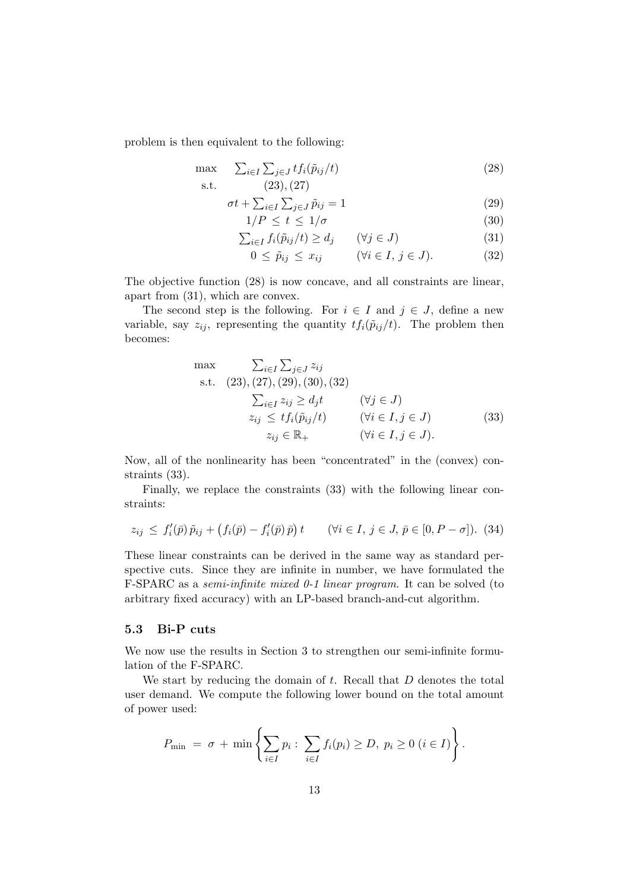problem is then equivalent to the following:

$$
\begin{aligned}
\max \quad & \textstyle\sum_{i \in I} \sum_{j \in J} t f_i(\tilde{p}_{ij}/t) && (28)\\
\text{s.t.} \quad & (23), (27) && \\
& \sigma t + \textstyle\sum_{i \in I} \sum_{j \in J} \tilde{p}_{ij} = 1 && (29)\\
& 1/P \, \le \, t \, \le \, 1/\sigma && (30)\\
& \textstyle\sum_{i \in I} f_i(\tilde{p}_{ij}/t) \ge d_j \qquad (\forall j \in J) && (31)\\
& 0 \, \le \, \tilde{p}_{ij} \, \le \, x_{ij} \qquad (\forall i \in I, j \in J). && (32)
\end{aligned}
$$

The objective function (28) is now concave, and all constraints are linear, apart from (31), which are convex.

The second step is the following. For $i \in I$ and $j \in J$, define a new variable, say $z_{ij}$, representing the quantity $t f_i(\tilde{p}_{ij}/t)$. The problem then becomes:

$$
\begin{aligned}
\max \quad & \textstyle\sum_{i \in I} \sum_{j \in J} z_{ij} && \\
\text{s.t.} \quad & (23), (27), (29), (30), (32) && \\
& \textstyle\sum_{i \in I} z_{ij} \ge d_j t \qquad (\forall j \in J) && \\
& z_{ij} \, \le \, t f_i(\tilde{p}_{ij}/t) \qquad (\forall i \in I, j \in J) && (33)\\
& z_{ij} \in \mathbb{R}_+ \qquad (\forall i \in I, j \in J). &&
\end{aligned}
$$

Now, all of the nonlinearity has been "concentrated" in the (convex) constraints (33).

Finally, we replace the constraints (33) with the following linear constraints:

$$
z_{ij} \, \le \, f_i'(\bar{p}) \, \tilde{p}_{ij} + \left( f_i(\bar{p}) - f_i'(\bar{p}) \, \bar{p} \right) t \qquad (\forall i \in I, \, j \in J, \, \bar{p} \in [0, P - \sigma]). \quad (34)
$$

These linear constraints can be derived in the same way as standard perspective cuts. Since they are infinite in number, we have formulated the F-SPARC as a *semi-infinite mixed 0-1 linear program*. It can be solved (to arbitrary fixed accuracy) with an LP-based branch-and-cut algorithm.

### 5.3 Bi-P cuts

We now use the results in Section 3 to strengthen our semi-infinite formulation of the F-SPARC.

We start by reducing the domain of $t$. Recall that $D$ denotes the total user demand. We compute the following lower bound on the total amount of power used:

$$
P_{\min} \, = \, \sigma \, + \, \min \left\{ \sum_{i \in I} p_i : \, \sum_{i \in I} f_i(p_i) \ge D, \, p_i \ge 0 \; (i \in I) \right\}.
$$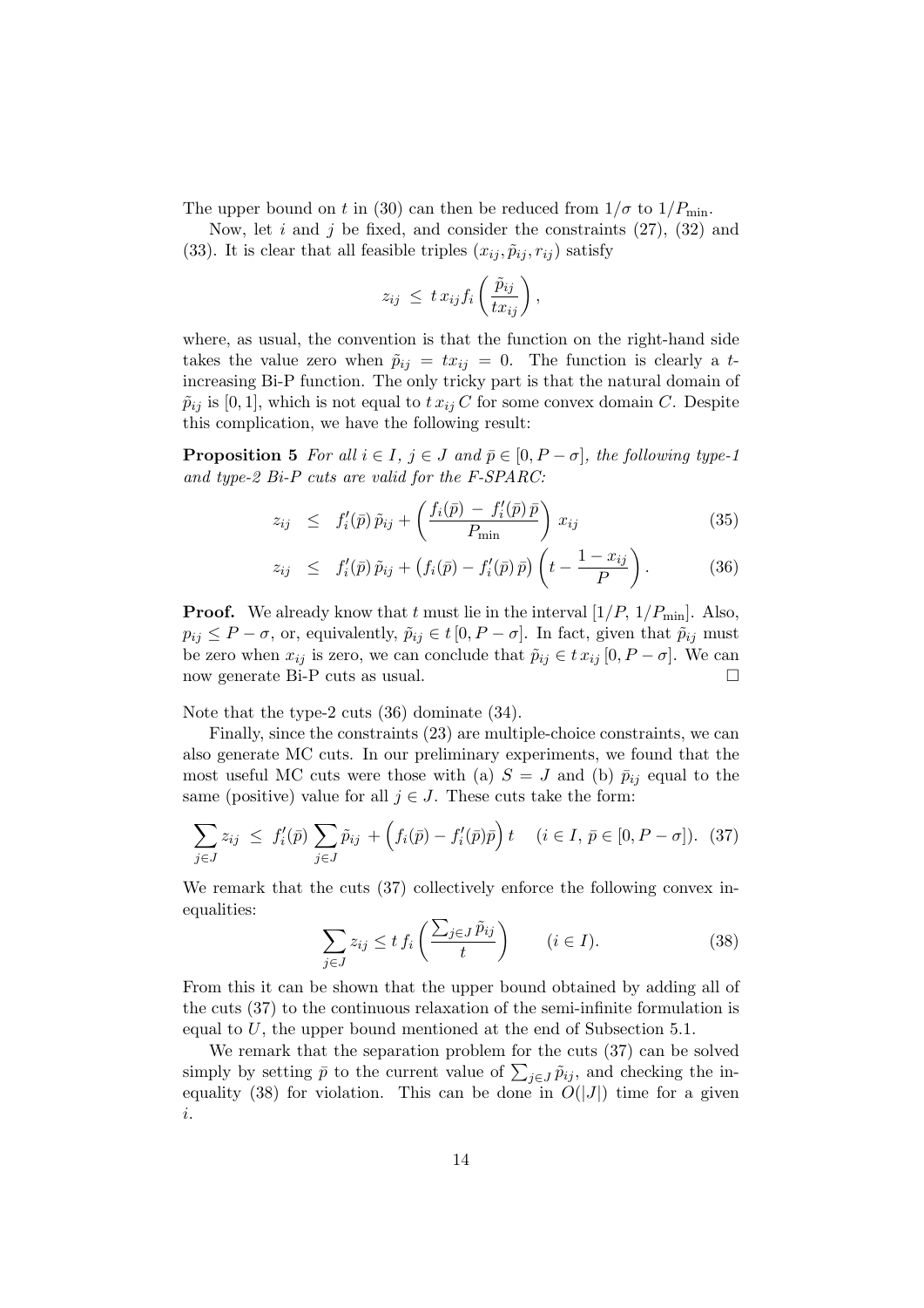The upper bound on $t$ in (30) can then be reduced from $1/\sigma$ to $1/P_{\min}$.

Now, let $i$ and $j$ be fixed, and consider the constraints (27), (32) and (33). It is clear that all feasible triples $(x_{ij}, \tilde{p}_{ij}, r_{ij})$ satisfy

$$z_{ij} \;\leq\; t\, x_{ij} f_i \left( \frac{\tilde{p}_{ij}}{t x_{ij}} \right),$$

where, as usual, the convention is that the function on the right-hand side takes the value zero when $\tilde{p}_{ij} = t x_{ij} = 0$. The function is clearly a $t$-increasing Bi-P function. The only tricky part is that the natural domain of $\tilde{p}_{ij}$ is $[0,1]$, which is not equal to $t\, x_{ij}\, C$ for some convex domain $C$. Despite this complication, we have the following result:

**Proposition 5** *For all $i \in I$, $j \in J$ and $\bar{p} \in [0, P-\sigma]$, the following type-1 and type-2 Bi-P cuts are valid for the F-SPARC:*

$$z_{ij} \;\;\leq\;\; f'_i(\bar{p})\, \tilde{p}_{ij} + \left( \frac{f_i(\bar{p}) \,-\, f'_i(\bar{p})\, \bar{p}}{P_{\min}} \right) x_{ij} \tag{35}$$

$$z_{ij} \;\;\leq\;\; f'_i(\bar{p})\, \tilde{p}_{ij} + \big( f_i(\bar{p}) - f'_i(\bar{p})\, \bar{p} \big) \left( t - \frac{1 - x_{ij}}{P} \right). \tag{36}$$

**Proof.** We already know that $t$ must lie in the interval $[1/P,\, 1/P_{\min}]$. Also, $p_{ij} \leq P - \sigma$, or, equivalently, $\tilde{p}_{ij} \in t\,[0, P-\sigma]$. In fact, given that $\tilde{p}_{ij}$ must be zero when $x_{ij}$ is zero, we can conclude that $\tilde{p}_{ij} \in t\, x_{ij}\, [0, P-\sigma]$. We can now generate Bi-P cuts as usual. $\square$

Note that the type-2 cuts (36) dominate (34).

Finally, since the constraints (23) are multiple-choice constraints, we can also generate MC cuts. In our preliminary experiments, we found that the most useful MC cuts were those with (a) $S = J$ and (b) $\bar{p}_{ij}$ equal to the same (positive) value for all $j \in J$. These cuts take the form:

$$\sum_{j \in J} z_{ij} \;\leq\; f'_i(\bar{p}) \sum_{j \in J} \tilde{p}_{ij} + \Big( f_i(\bar{p}) - f'_i(\bar{p}) \bar{p} \Big)\, t \quad\; (i \in I,\; \bar{p} \in [0, P-\sigma]). \tag{37}$$

We remark that the cuts (37) collectively enforce the following convex inequalities:

$$\sum_{j \in J} z_{ij} \leq t\, f_i \left( \frac{\sum_{j \in J} \tilde{p}_{ij}}{t} \right) \qquad (i \in I). \tag{38}$$

From this it can be shown that the upper bound obtained by adding all of the cuts (37) to the continuous relaxation of the semi-infinite formulation is equal to $U$, the upper bound mentioned at the end of Subsection 5.1.

We remark that the separation problem for the cuts (37) can be solved simply by setting $\bar{p}$ to the current value of $\sum_{j \in J} \tilde{p}_{ij}$, and checking the inequality (38) for violation. This can be done in $O(|J|)$ time for a given $i$.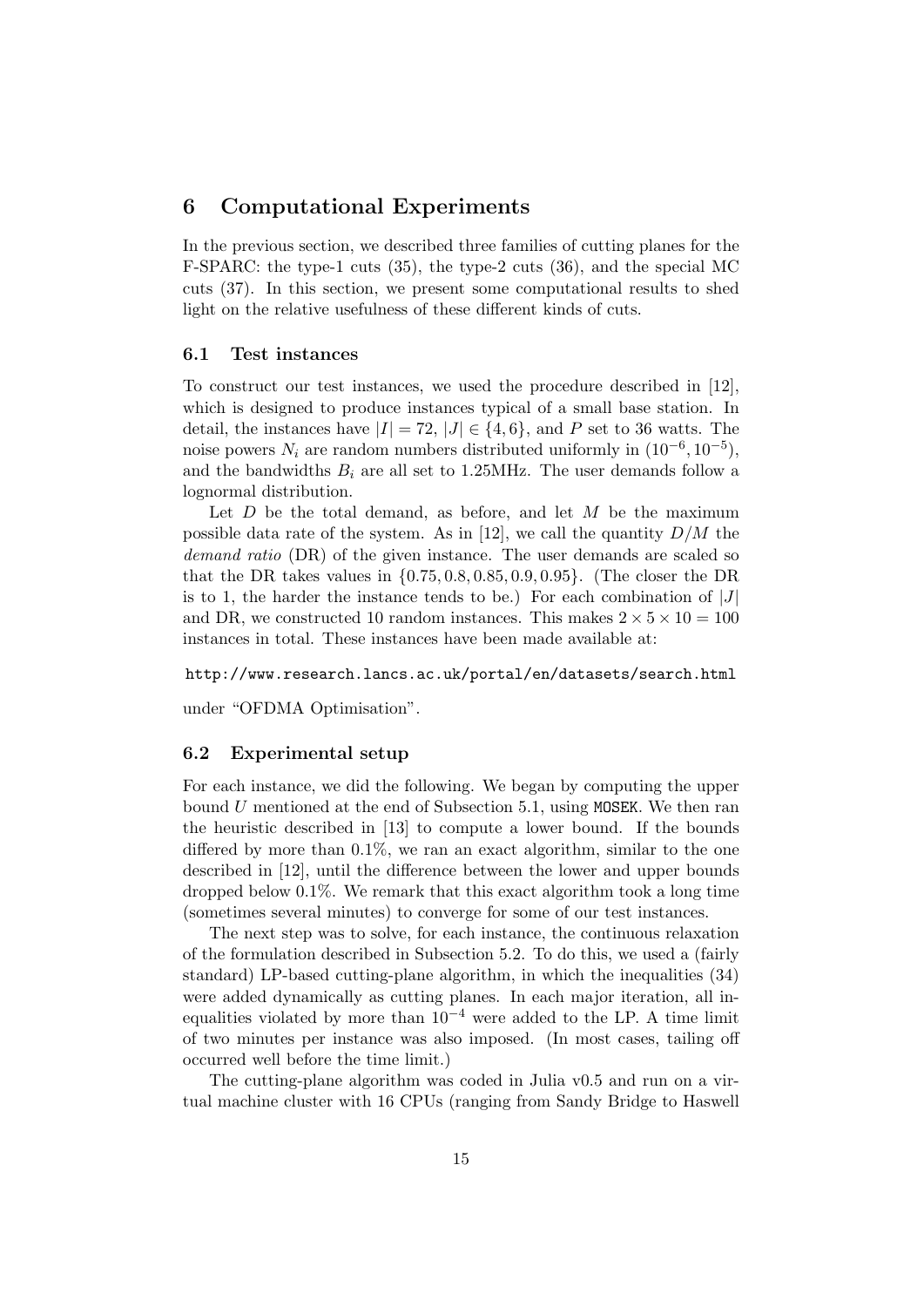# 6 Computational Experiments

In the previous section, we described three families of cutting planes for the F-SPARC: the type-1 cuts (35), the type-2 cuts (36), and the special MC cuts (37). In this section, we present some computational results to shed light on the relative usefulness of these different kinds of cuts.

## 6.1 Test instances

To construct our test instances, we used the procedure described in [12], which is designed to produce instances typical of a small base station. In detail, the instances have $|I| = 72$, $|J| \in \{4, 6\}$, and $P$ set to 36 watts. The noise powers $N_i$ are random numbers distributed uniformly in $(10^{-6}, 10^{-5})$, and the bandwidths $B_i$ are all set to 1.25MHz. The user demands follow a lognormal distribution.

Let $D$ be the total demand, as before, and let $M$ be the maximum possible data rate of the system. As in [12], we call the quantity $D/M$ the *demand ratio* (DR) of the given instance. The user demands are scaled so that the DR takes values in $\{0.75, 0.8, 0.85, 0.9, 0.95\}$. (The closer the DR is to 1, the harder the instance tends to be.) For each combination of $|J|$ and DR, we constructed 10 random instances. This makes $2 \times 5 \times 10 = 100$ instances in total. These instances have been made available at:

http://www.research.lancs.ac.uk/portal/en/datasets/search.html

under "OFDMA Optimisation".

## 6.2 Experimental setup

For each instance, we did the following. We began by computing the upper bound $U$ mentioned at the end of Subsection 5.1, using MOSEK. We then ran the heuristic described in [13] to compute a lower bound. If the bounds differed by more than 0.1%, we ran an exact algorithm, similar to the one described in [12], until the difference between the lower and upper bounds dropped below 0.1%. We remark that this exact algorithm took a long time (sometimes several minutes) to converge for some of our test instances.

The next step was to solve, for each instance, the continuous relaxation of the formulation described in Subsection 5.2. To do this, we used a (fairly standard) LP-based cutting-plane algorithm, in which the inequalities (34) were added dynamically as cutting planes. In each major iteration, all inequalities violated by more than $10^{-4}$ were added to the LP. A time limit of two minutes per instance was also imposed. (In most cases, tailing off occurred well before the time limit.)

The cutting-plane algorithm was coded in Julia v0.5 and run on a virtual machine cluster with 16 CPUs (ranging from Sandy Bridge to Haswell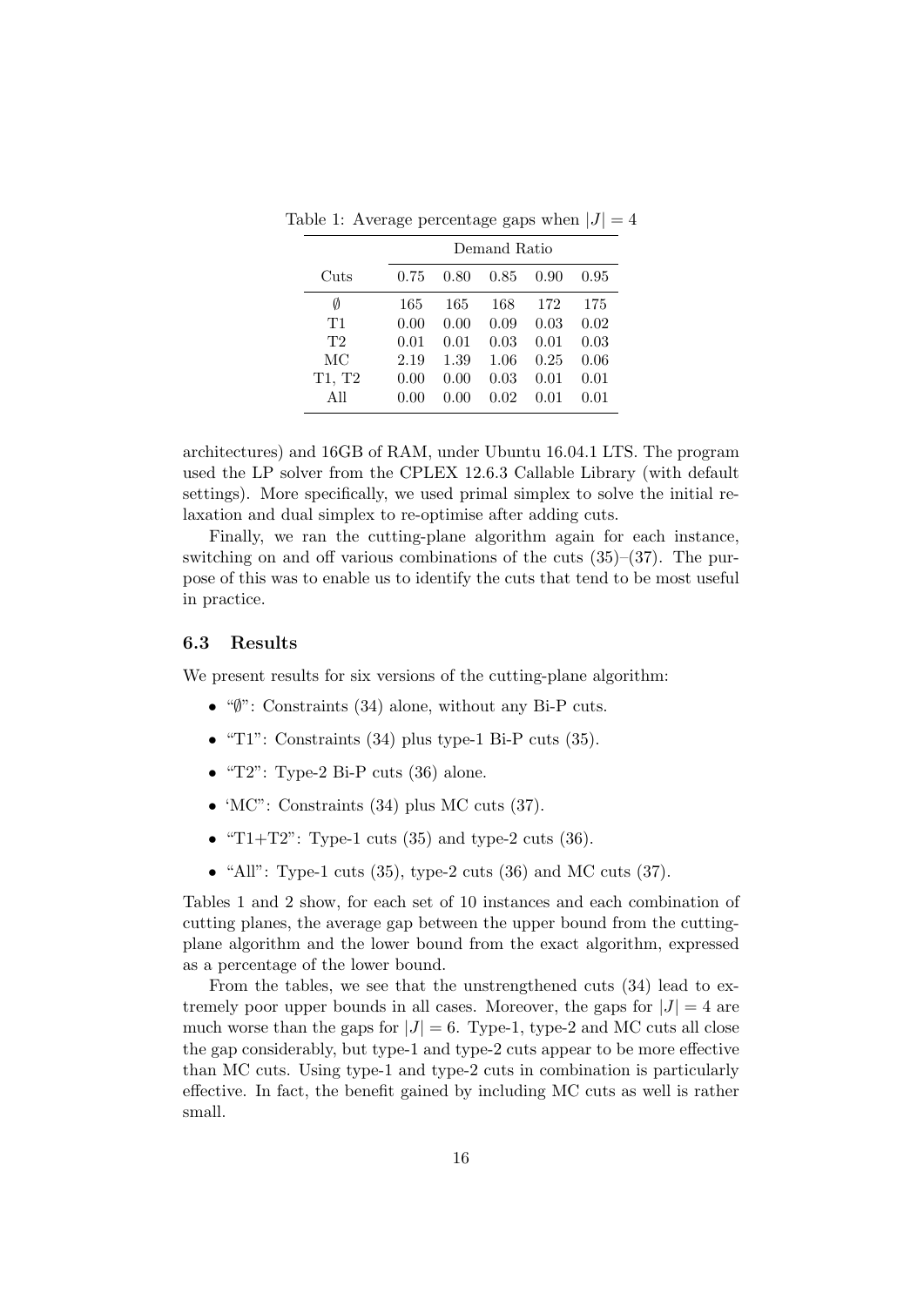Table 1: Average percentage gaps when $|J| = 4$

| Cuts | Demand Ratio | | | | |
|---|---|---|---|---|---|
| | 0.75 | 0.80 | 0.85 | 0.90 | 0.95 |
| $\emptyset$ | 165 | 165 | 168 | 172 | 175 |
| T1 | 0.00 | 0.00 | 0.09 | 0.03 | 0.02 |
| T2 | 0.01 | 0.01 | 0.03 | 0.01 | 0.03 |
| MC | 2.19 | 1.39 | 1.06 | 0.25 | 0.06 |
| T1, T2 | 0.00 | 0.00 | 0.03 | 0.01 | 0.01 |
| All | 0.00 | 0.00 | 0.02 | 0.01 | 0.01 |

architectures) and 16GB of RAM, under Ubuntu 16.04.1 LTS. The program used the LP solver from the CPLEX 12.6.3 Callable Library (with default settings). More specifically, we used primal simplex to solve the initial relaxation and dual simplex to re-optimise after adding cuts.

Finally, we ran the cutting-plane algorithm again for each instance, switching on and off various combinations of the cuts (35)–(37). The purpose of this was to enable us to identify the cuts that tend to be most useful in practice.

### 6.3 Results

We present results for six versions of the cutting-plane algorithm:

- "$\emptyset$": Constraints (34) alone, without any Bi-P cuts.
- "T1": Constraints (34) plus type-1 Bi-P cuts (35).
- "T2": Type-2 Bi-P cuts (36) alone.
- 'MC": Constraints (34) plus MC cuts (37).
- "T1+T2": Type-1 cuts (35) and type-2 cuts (36).
- "All": Type-1 cuts (35), type-2 cuts (36) and MC cuts (37).

Tables 1 and 2 show, for each set of 10 instances and each combination of cutting planes, the average gap between the upper bound from the cutting-plane algorithm and the lower bound from the exact algorithm, expressed as a percentage of the lower bound.

From the tables, we see that the unstrengthened cuts (34) lead to extremely poor upper bounds in all cases. Moreover, the gaps for $|J| = 4$ are much worse than the gaps for $|J| = 6$. Type-1, type-2 and MC cuts all close the gap considerably, but type-1 and type-2 cuts appear to be more effective than MC cuts. Using type-1 and type-2 cuts in combination is particularly effective. In fact, the benefit gained by including MC cuts as well is rather small.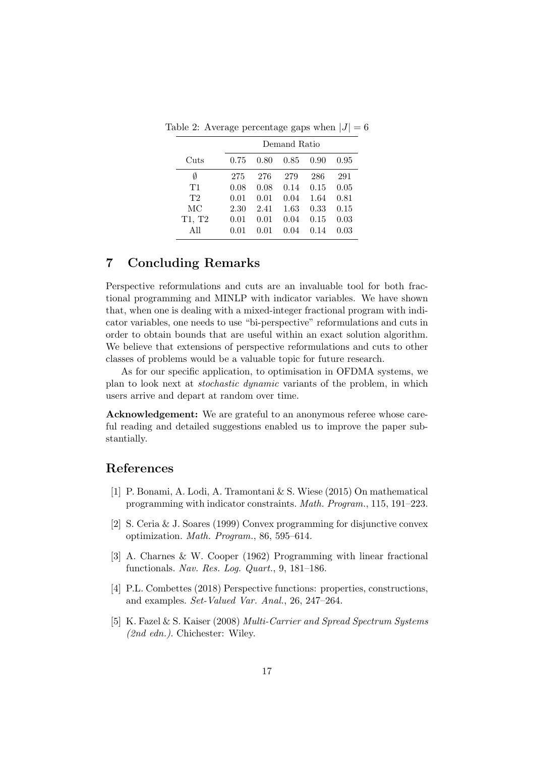Table 2: Average percentage gaps when $|J| = 6$

| | Demand Ratio | | | | |
|---|---|---|---|---|---|
| Cuts | 0.75 | 0.80 | 0.85 | 0.90 | 0.95 |
| $\emptyset$ | 275 | 276 | 279 | 286 | 291 |
| T1 | 0.08 | 0.08 | 0.14 | 0.15 | 0.05 |
| T2 | 0.01 | 0.01 | 0.04 | 1.64 | 0.81 |
| MC | 2.30 | 2.41 | 1.63 | 0.33 | 0.15 |
| T1, T2 | 0.01 | 0.01 | 0.04 | 0.15 | 0.03 |
| All | 0.01 | 0.01 | 0.04 | 0.14 | 0.03 |

## 7 Concluding Remarks

Perspective reformulations and cuts are an invaluable tool for both fractional programming and MINLP with indicator variables. We have shown that, when one is dealing with a mixed-integer fractional program with indicator variables, one needs to use "bi-perspective" reformulations and cuts in order to obtain bounds that are useful within an exact solution algorithm. We believe that extensions of perspective reformulations and cuts to other classes of problems would be a valuable topic for future research.

As for our specific application, to optimisation in OFDMA systems, we plan to look next at *stochastic dynamic* variants of the problem, in which users arrive and depart at random over time.

**Acknowledgement:** We are grateful to an anonymous referee whose careful reading and detailed suggestions enabled us to improve the paper substantially.

## References

[1] P. Bonami, A. Lodi, A. Tramontani & S. Wiese (2015) On mathematical programming with indicator constraints. *Math. Program.*, 115, 191–223.

[2] S. Ceria & J. Soares (1999) Convex programming for disjunctive convex optimization. *Math. Program.*, 86, 595–614.

[3] A. Charnes & W. Cooper (1962) Programming with linear fractional functionals. *Nav. Res. Log. Quart.*, 9, 181–186.

[4] P.L. Combettes (2018) Perspective functions: properties, constructions, and examples. *Set-Valued Var. Anal.*, 26, 247–264.

[5] K. Fazel & S. Kaiser (2008) *Multi-Carrier and Spread Spectrum Systems (2nd edn.)*. Chichester: Wiley.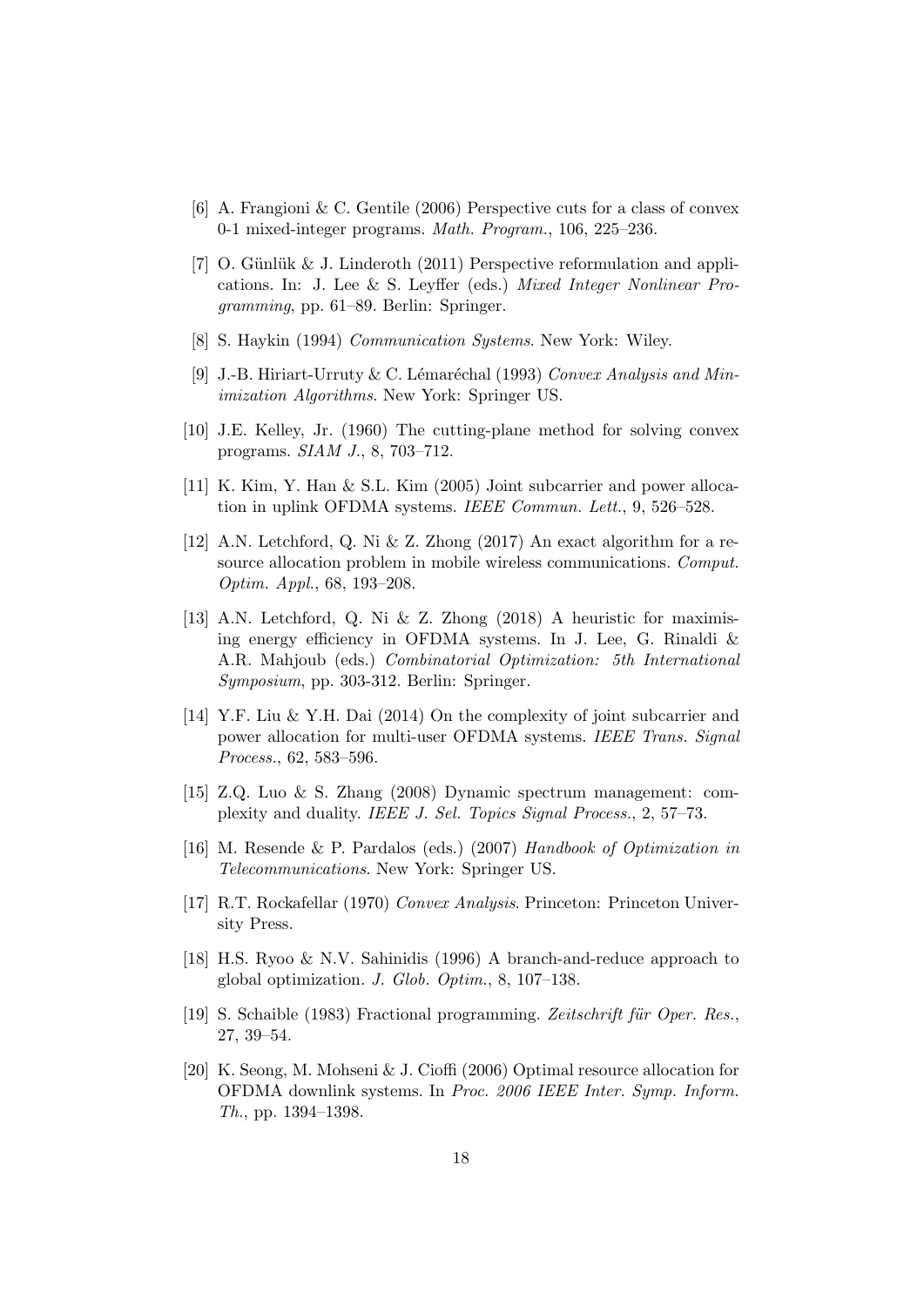[6] A. Frangioni & C. Gentile (2006) Perspective cuts for a class of convex 0-1 mixed-integer programs. *Math. Program.*, 106, 225–236.

[7] O. Günlük & J. Linderoth (2011) Perspective reformulation and applications. In: J. Lee & S. Leyffer (eds.) *Mixed Integer Nonlinear Programming*, pp. 61–89. Berlin: Springer.

[8] S. Haykin (1994) *Communication Systems*. New York: Wiley.

[9] J.-B. Hiriart-Urruty & C. Lémaréchal (1993) *Convex Analysis and Minimization Algorithms*. New York: Springer US.

[10] J.E. Kelley, Jr. (1960) The cutting-plane method for solving convex programs. *SIAM J.*, 8, 703–712.

[11] K. Kim, Y. Han & S.L. Kim (2005) Joint subcarrier and power allocation in uplink OFDMA systems. *IEEE Commun. Lett.*, 9, 526–528.

[12] A.N. Letchford, Q. Ni & Z. Zhong (2017) An exact algorithm for a resource allocation problem in mobile wireless communications. *Comput. Optim. Appl.*, 68, 193–208.

[13] A.N. Letchford, Q. Ni & Z. Zhong (2018) A heuristic for maximising energy efficiency in OFDMA systems. In J. Lee, G. Rinaldi & A.R. Mahjoub (eds.) *Combinatorial Optimization: 5th International Symposium*, pp. 303-312. Berlin: Springer.

[14] Y.F. Liu & Y.H. Dai (2014) On the complexity of joint subcarrier and power allocation for multi-user OFDMA systems. *IEEE Trans. Signal Process.*, 62, 583–596.

[15] Z.Q. Luo & S. Zhang (2008) Dynamic spectrum management: complexity and duality. *IEEE J. Sel. Topics Signal Process.*, 2, 57–73.

[16] M. Resende & P. Pardalos (eds.) (2007) *Handbook of Optimization in Telecommunications*. New York: Springer US.

[17] R.T. Rockafellar (1970) *Convex Analysis*. Princeton: Princeton University Press.

[18] H.S. Ryoo & N.V. Sahinidis (1996) A branch-and-reduce approach to global optimization. *J. Glob. Optim.*, 8, 107–138.

[19] S. Schaible (1983) Fractional programming. *Zeitschrift für Oper. Res.*, 27, 39–54.

[20] K. Seong, M. Mohseni & J. Cioffi (2006) Optimal resource allocation for OFDMA downlink systems. In *Proc. 2006 IEEE Inter. Symp. Inform. Th.*, pp. 1394–1398.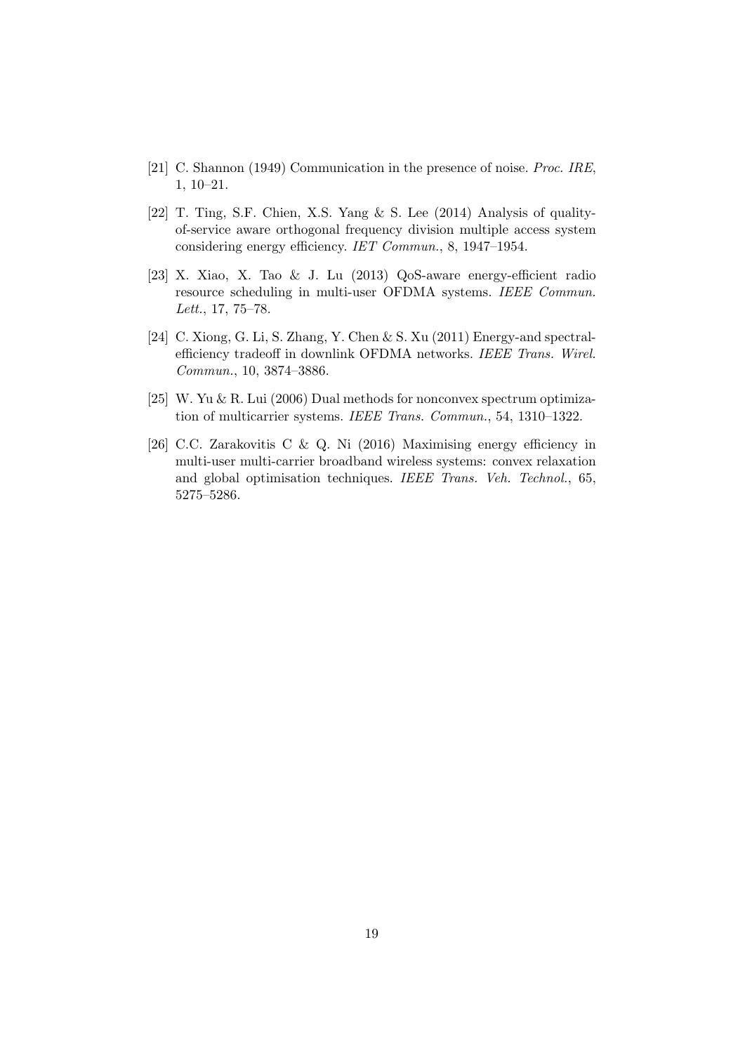[21] C. Shannon (1949) Communication in the presence of noise. *Proc. IRE*, 1, 10–21.

[22] T. Ting, S.F. Chien, X.S. Yang & S. Lee (2014) Analysis of quality-of-service aware orthogonal frequency division multiple access system considering energy efficiency. *IET Commun.*, 8, 1947–1954.

[23] X. Xiao, X. Tao & J. Lu (2013) QoS-aware energy-efficient radio resource scheduling in multi-user OFDMA systems. *IEEE Commun. Lett.*, 17, 75–78.

[24] C. Xiong, G. Li, S. Zhang, Y. Chen & S. Xu (2011) Energy-and spectral-efficiency tradeoff in downlink OFDMA networks. *IEEE Trans. Wirel. Commun.*, 10, 3874–3886.

[25] W. Yu & R. Lui (2006) Dual methods for nonconvex spectrum optimization of multicarrier systems. *IEEE Trans. Commun.*, 54, 1310–1322.

[26] C.C. Zarakovitis C & Q. Ni (2016) Maximising energy efficiency in multi-user multi-carrier broadband wireless systems: convex relaxation and global optimisation techniques. *IEEE Trans. Veh. Technol.*, 65, 5275–5286.